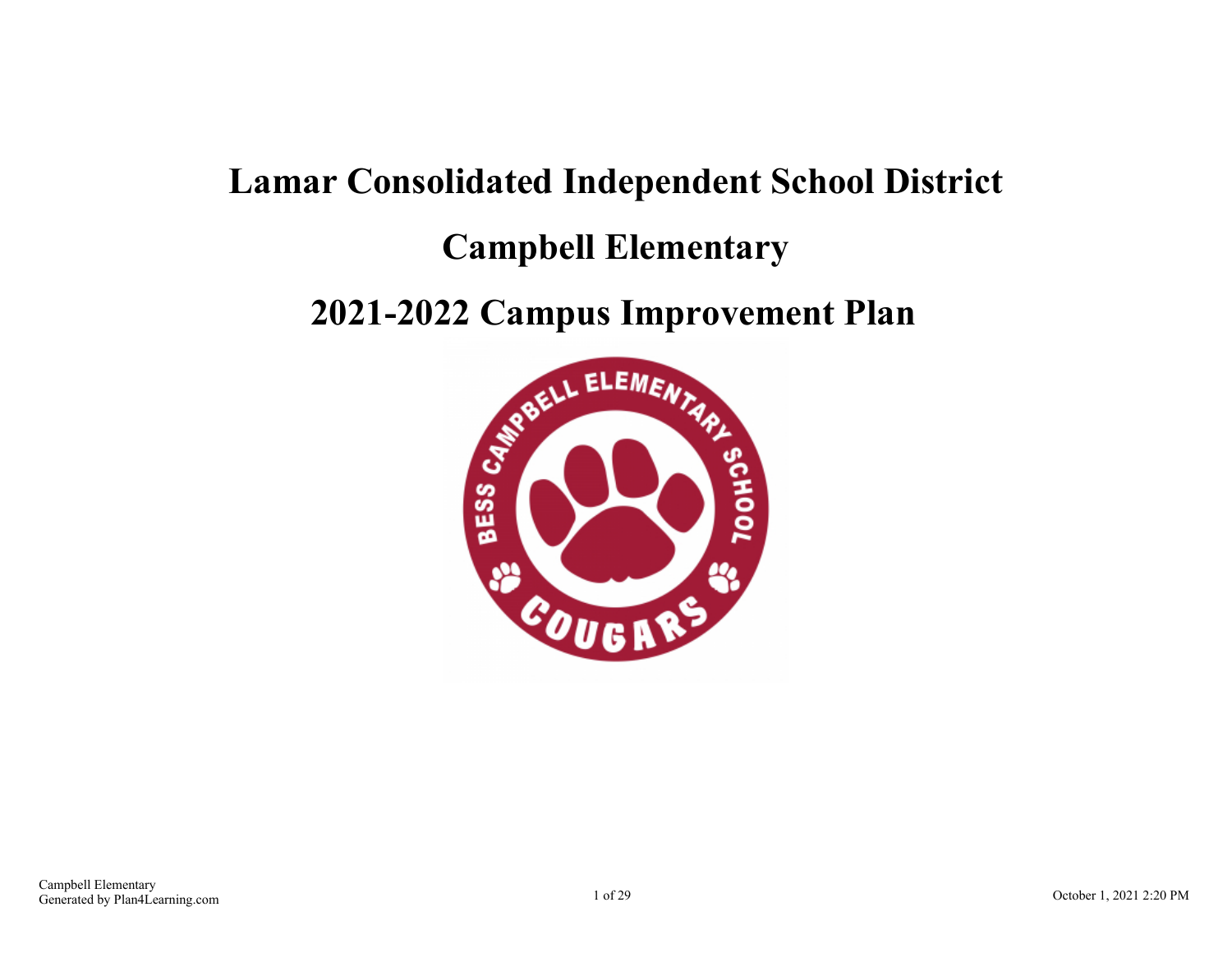# Lamar Consolidated Independent School District

# Campbell Elementary

# 2021-2022 Campus Improvement Plan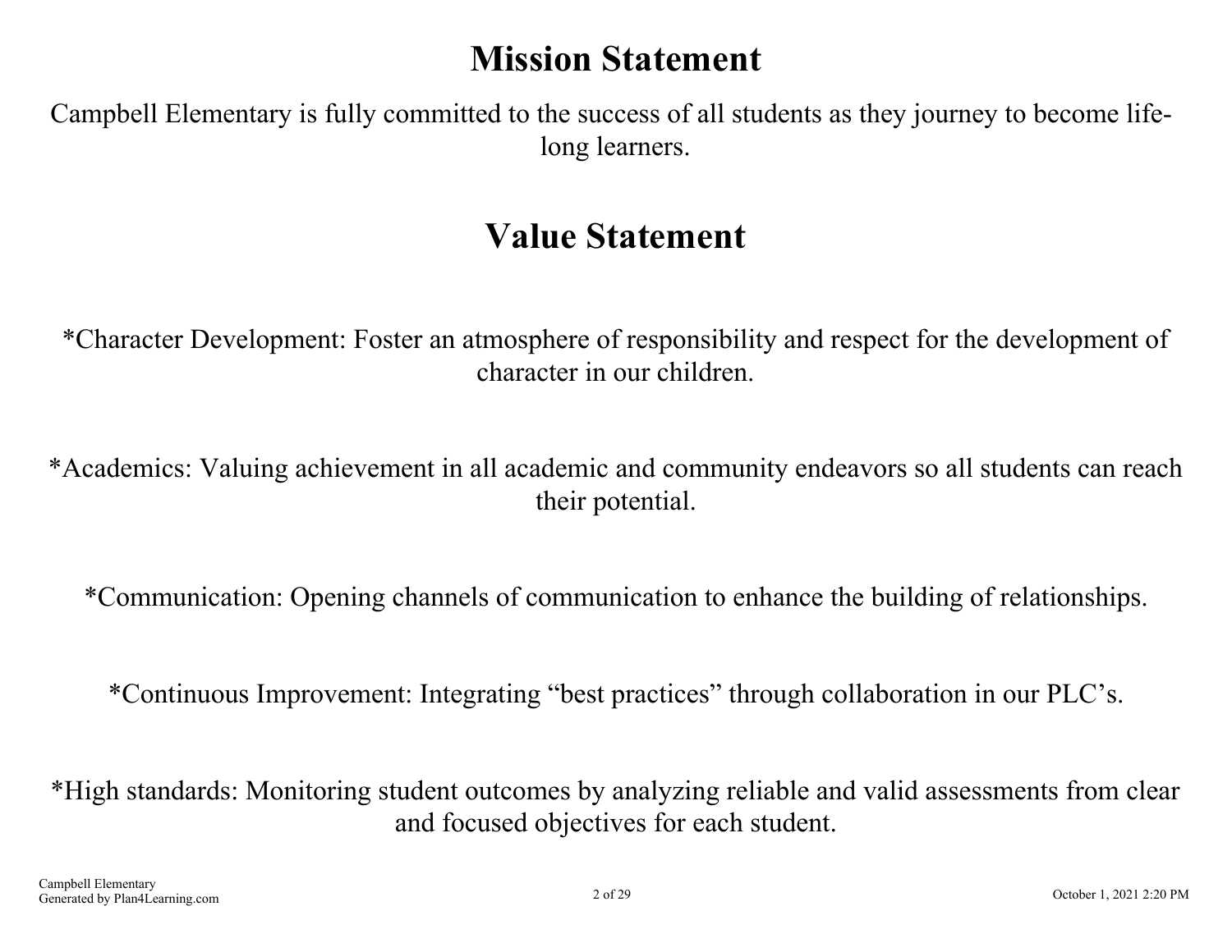# Mission Statement

Campbell Elementary is fully committed to the success of all students as they journey to become life-long learners.

# Value Statement

*Character Development: Foster an atmosphere of responsibility and respect for the development of character in our children.

*Academics: Valuing achievement in all academic and community endeavors so all students can reach their potential.

*Communication: Opening channels of communication to enhance the building of relationships.

*Continuous Improvement: Integrating "best practices" through collaboration in our PLC's.

*High standards: Monitoring student outcomes by analyzing reliable and valid assessments from clear and focused objectives for each student.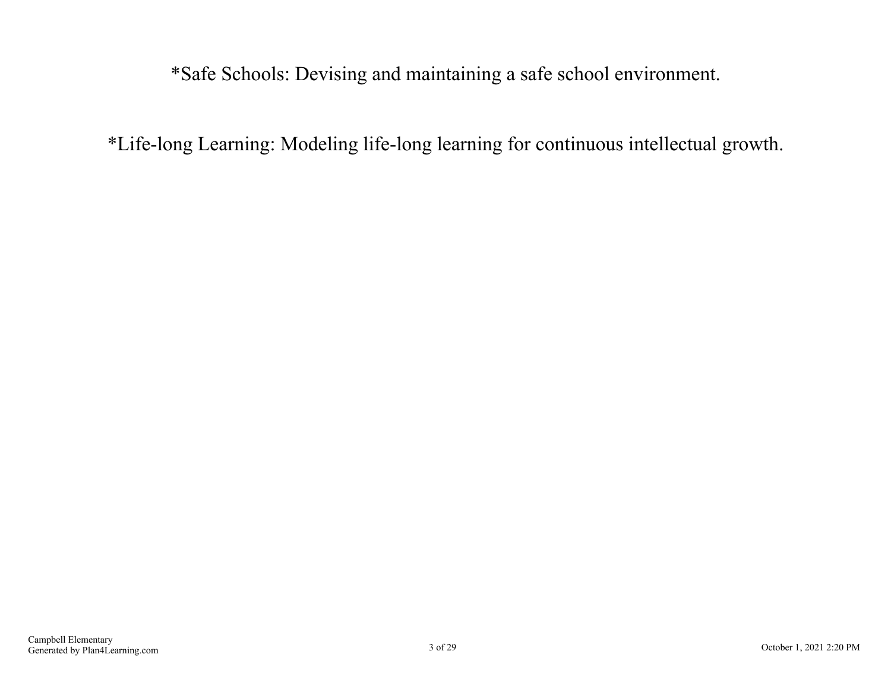*Safe Schools: Devising and maintaining a safe school environment.

*Life-long Learning: Modeling life-long learning for continuous intellectual growth.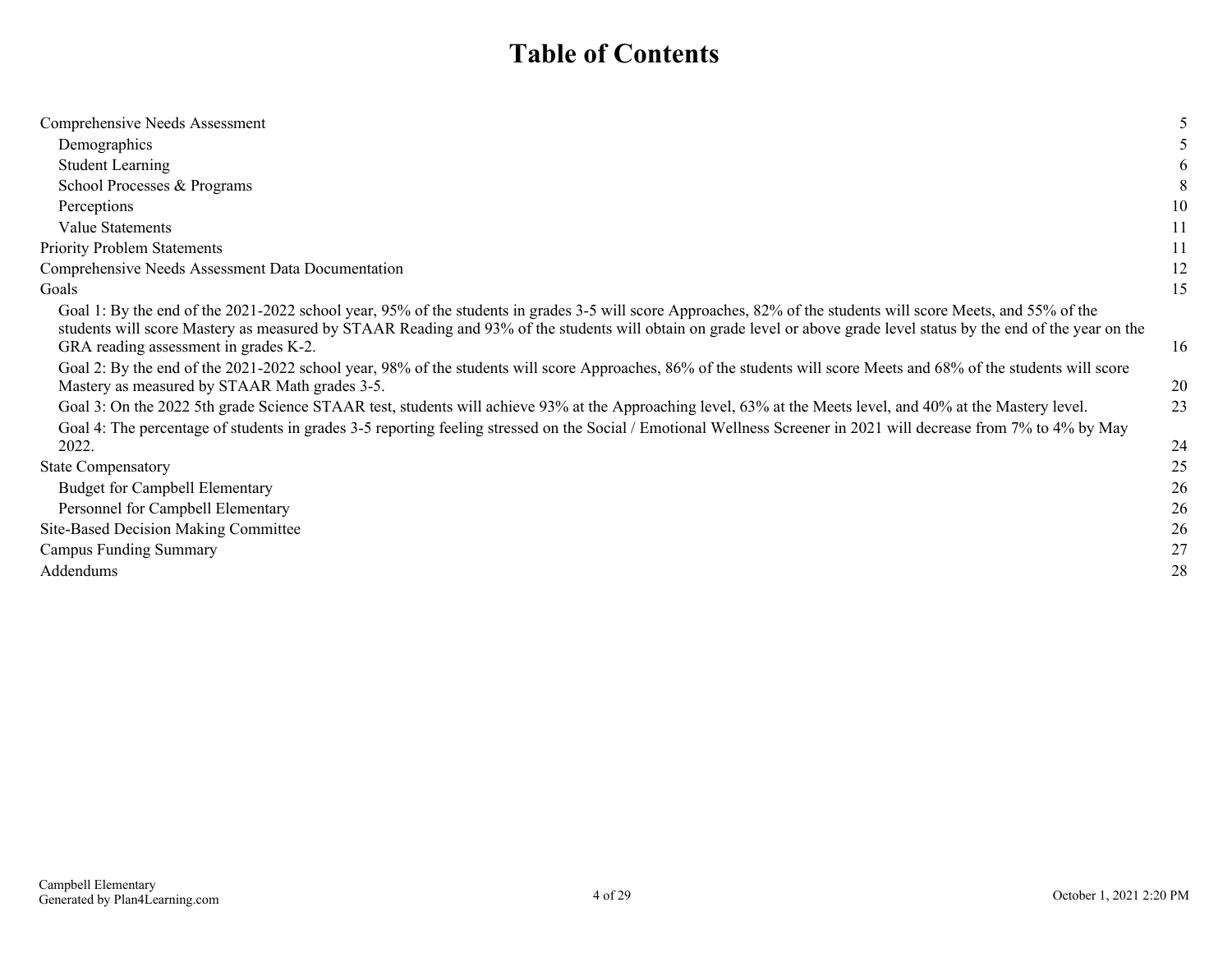# Table of Contents

| | |
|---|---|
| Comprehensive Needs Assessment | 5 |
| Demographics | 5 |
| Student Learning | 6 |
| School Processes & Programs | 8 |
| Perceptions | 10 |
| Value Statements | 11 |
| Priority Problem Statements | 11 |
| Comprehensive Needs Assessment Data Documentation | 12 |
| Goals | 15 |
| Goal 1: By the end of the 2021-2022 school year, 95% of the students in grades 3-5 will score Approaches, 82% of the students will score Meets, and 55% of the students will score Mastery as measured by STAAR Reading and 93% of the students will obtain on grade level or above grade level status by the end of the year on the GRA reading assessment in grades K-2. | 16 |
| Goal 2: By the end of the 2021-2022 school year, 98% of the students will score Approaches, 86% of the students will score Meets and 68% of the students will score Mastery as measured by STAAR Math grades 3-5. | 20 |
| Goal 3: On the 2022 5th grade Science STAAR test, students will achieve 93% at the Approaching level, 63% at the Meets level, and 40% at the Mastery level. | 23 |
| Goal 4: The percentage of students in grades 3-5 reporting feeling stressed on the Social / Emotional Wellness Screener in 2021 will decrease from 7% to 4% by May 2022. | 24 |
| State Compensatory | 25 |
| Budget for Campbell Elementary | 26 |
| Personnel for Campbell Elementary | 26 |
| Site-Based Decision Making Committee | 26 |
| Campus Funding Summary | 27 |
| Addendums | 28 |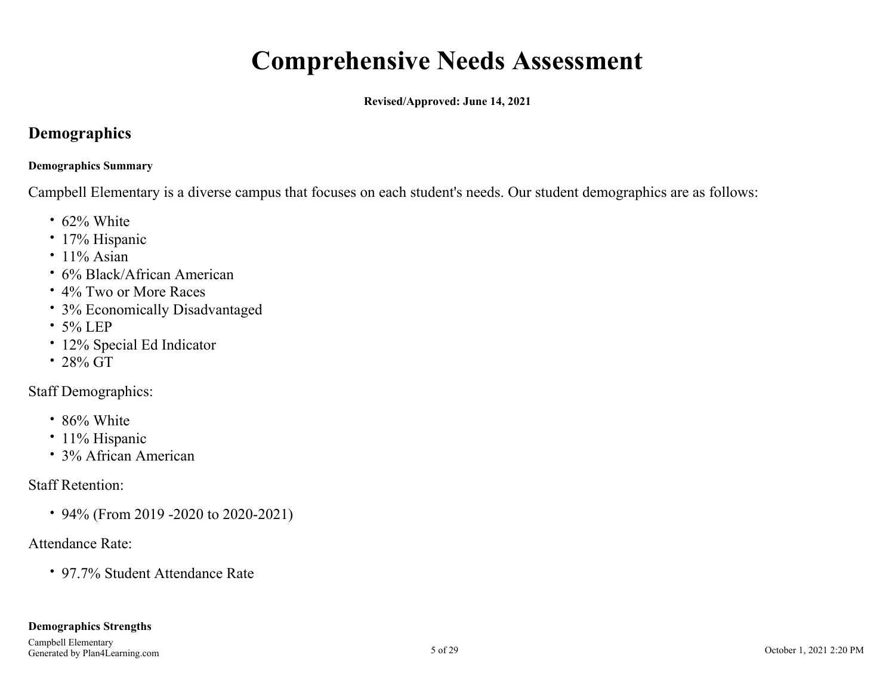# Comprehensive Needs Assessment

**Revised/Approved: June 14, 2021**

## Demographics

**Demographics Summary**

Campbell Elementary is a diverse campus that focuses on each student's needs. Our student demographics are as follows:

- 62% White
- 17% Hispanic
- 11% Asian
- 6% Black/African American
- 4% Two or More Races
- 3% Economically Disadvantaged
- 5% LEP
- 12% Special Ed Indicator
- 28% GT

Staff Demographics:

- 86% White
- 11% Hispanic
- 3% African American

Staff Retention:

- 94% (From 2019 -2020 to 2020-2021)

Attendance Rate:

- 97.7% Student Attendance Rate

**Demographics Strengths**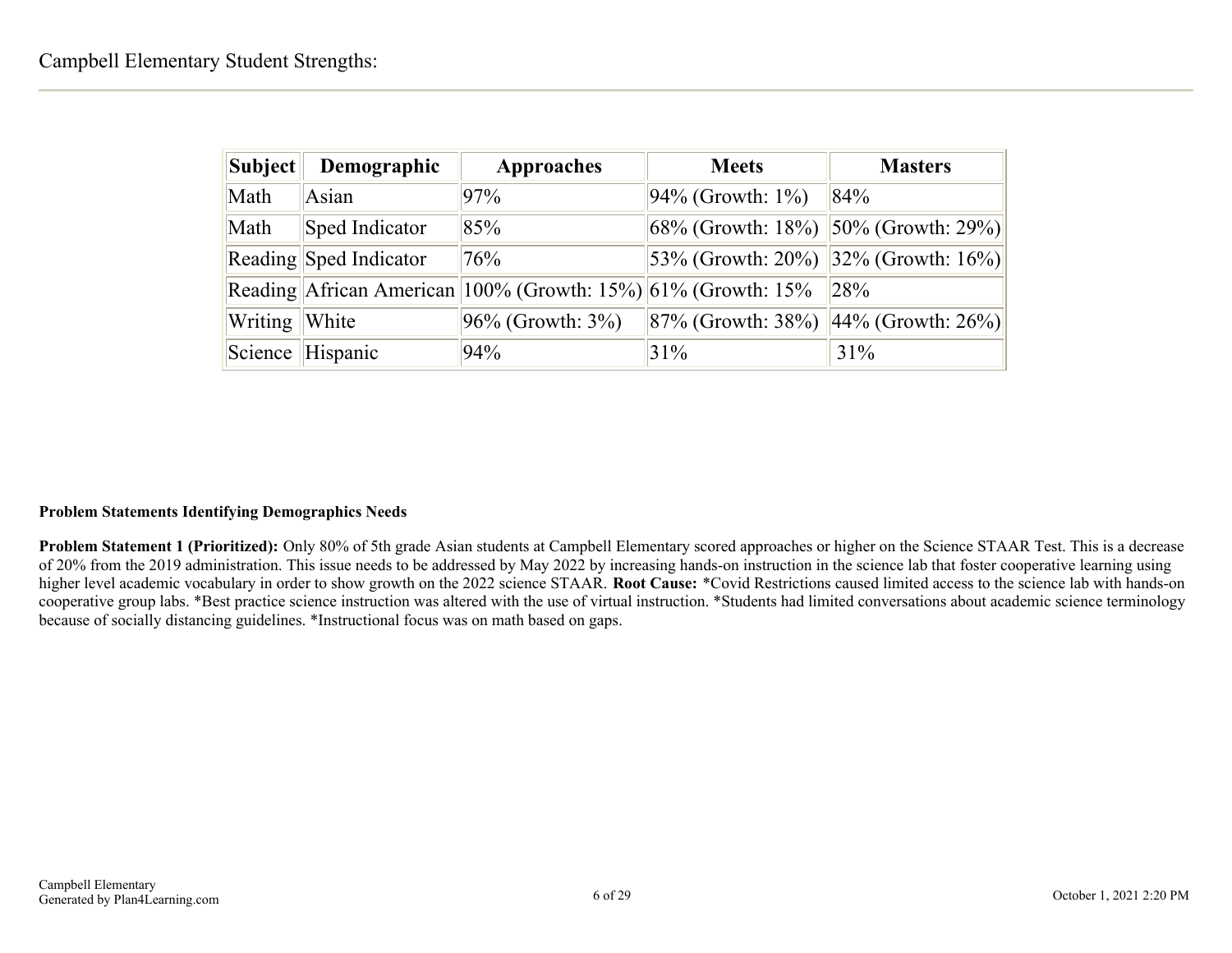Campbell Elementary Student Strengths:

| Subject | Demographic | Approaches | Meets | Masters |
|---|---|---|---|---|
| Math | Asian | 97% | 94% (Growth: 1%) | 84% |
| Math | Sped Indicator | 85% | 68% (Growth: 18%) | 50% (Growth: 29%) |
| Reading | Sped Indicator | 76% | 53% (Growth: 20%) | 32% (Growth: 16%) |
| Reading | African American | 100% (Growth: 15%) | 61% (Growth: 15% | 28% |
| Writing | White | 96% (Growth: 3%) | 87% (Growth: 38%) | 44% (Growth: 26%) |
| Science | Hispanic | 94% | 31% | 31% |

**Problem Statements Identifying Demographics Needs**

**Problem Statement 1 (Prioritized):** Only 80% of 5th grade Asian students at Campbell Elementary scored approaches or higher on the Science STAAR Test. This is a decrease of 20% from the 2019 administration. This issue needs to be addressed by May 2022 by increasing hands-on instruction in the science lab that foster cooperative learning using higher level academic vocabulary in order to show growth on the 2022 science STAAR. **Root Cause:** *Covid Restrictions caused limited access to the science lab with hands-on cooperative group labs. *Best practice science instruction was altered with the use of virtual instruction. *Students had limited conversations about academic science terminology because of socially distancing guidelines. *Instructional focus was on math based on gaps.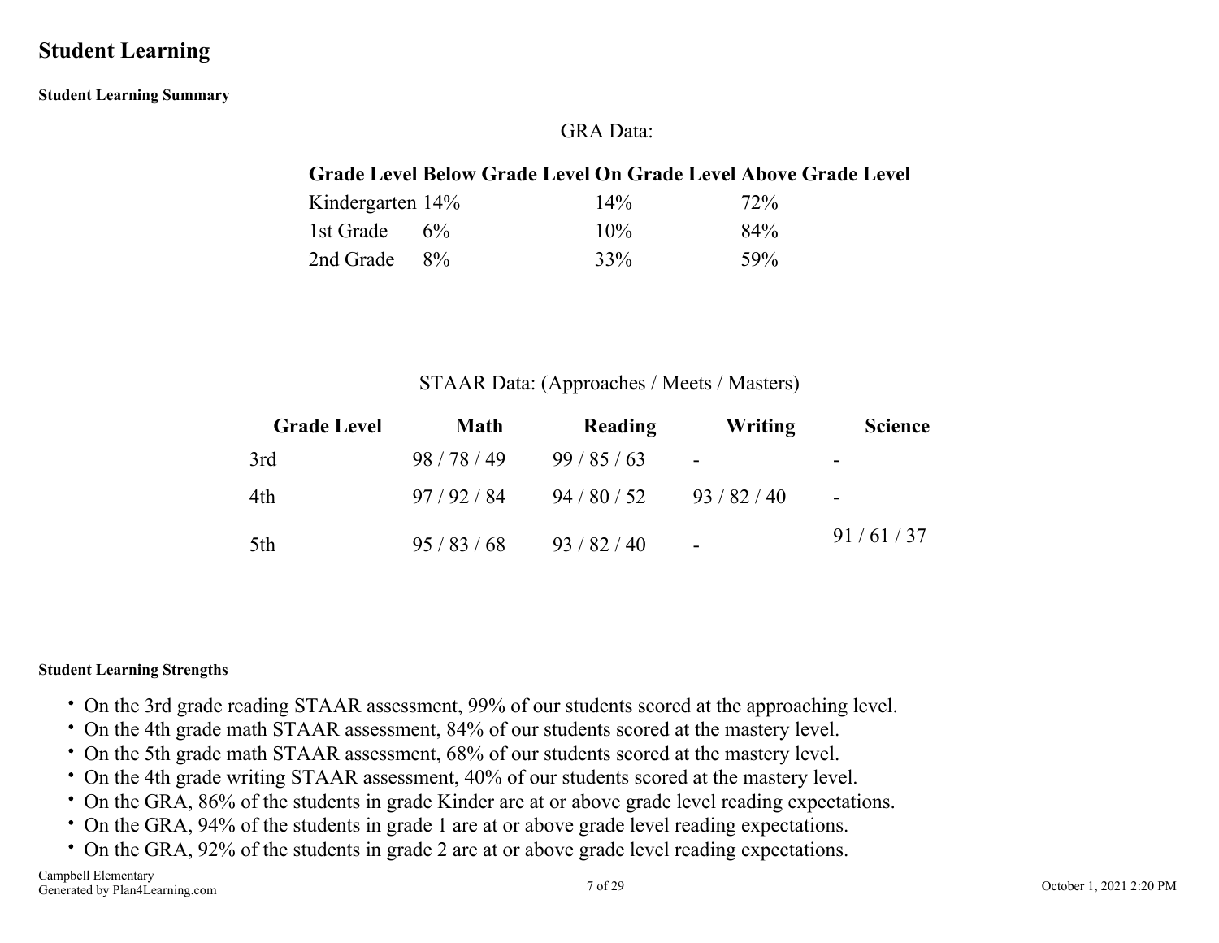## Student Learning

### Student Learning Summary

GRA Data:

| Grade Level | Below Grade Level | On Grade Level | Above Grade Level |
|---|---|---|---|
| Kindergarten | 14% | 14% | 72% |
| 1st Grade | 6% | 10% | 84% |
| 2nd Grade | 8% | 33% | 59% |

STAAR Data: (Approaches / Meets / Masters)

| Grade Level | Math | Reading | Writing | Science |
|---|---|---|---|---|
| 3rd | 98 / 78 / 49 | 99 / 85 / 63 | - | - |
| 4th | 97 / 92 / 84 | 94 / 80 / 52 | 93 / 82 / 40 | - |
| 5th | 95 / 83 / 68 | 93 / 82 / 40 | - | 91 / 61 / 37 |

### Student Learning Strengths

- On the 3rd grade reading STAAR assessment, 99% of our students scored at the approaching level.
- On the 4th grade math STAAR assessment, 84% of our students scored at the mastery level.
- On the 5th grade math STAAR assessment, 68% of our students scored at the mastery level.
- On the 4th grade writing STAAR assessment, 40% of our students scored at the mastery level.
- On the GRA, 86% of the students in grade Kinder are at or above grade level reading expectations.
- On the GRA, 94% of the students in grade 1 are at or above grade level reading expectations.
- On the GRA, 92% of the students in grade 2 are at or above grade level reading expectations.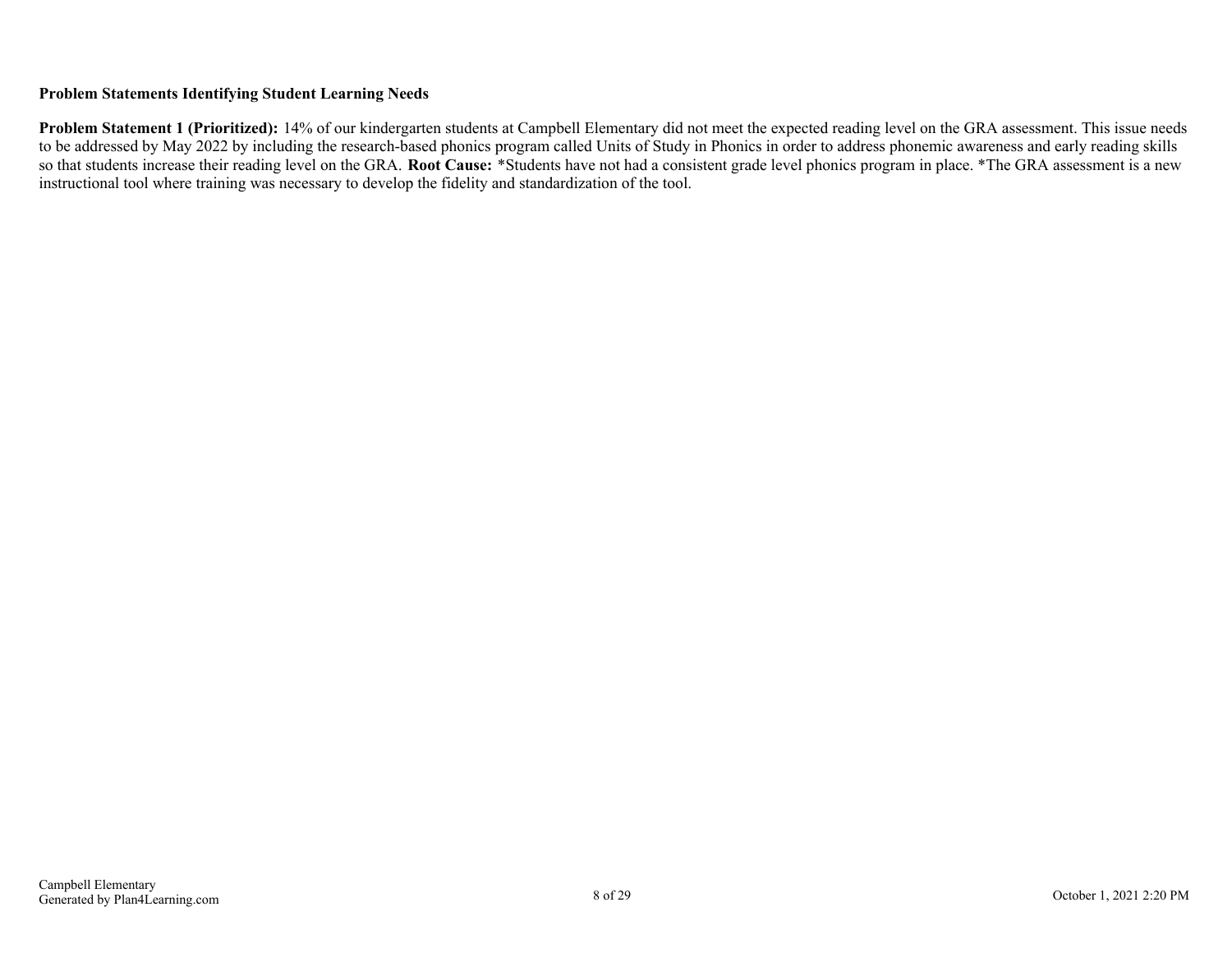**Problem Statements Identifying Student Learning Needs**

**Problem Statement 1 (Prioritized):** 14% of our kindergarten students at Campbell Elementary did not meet the expected reading level on the GRA assessment. This issue needs to be addressed by May 2022 by including the research-based phonics program called Units of Study in Phonics in order to address phonemic awareness and early reading skills so that students increase their reading level on the GRA. **Root Cause:** *Students have not had a consistent grade level phonics program in place. *The GRA assessment is a new instructional tool where training was necessary to develop the fidelity and standardization of the tool.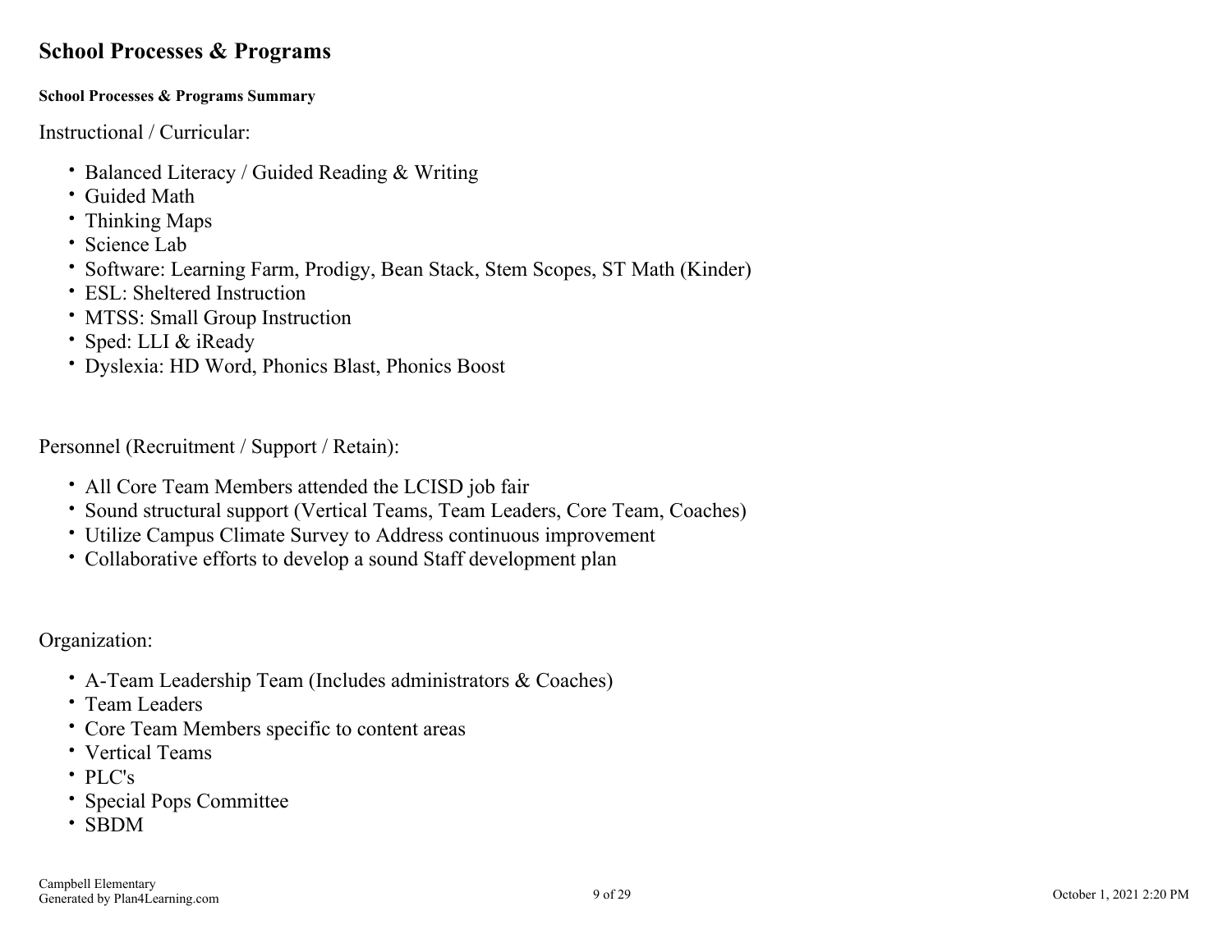## School Processes & Programs

#### School Processes & Programs Summary

Instructional / Curricular:

- Balanced Literacy / Guided Reading & Writing
- Guided Math
- Thinking Maps
- Science Lab
- Software: Learning Farm, Prodigy, Bean Stack, Stem Scopes, ST Math (Kinder)
- ESL: Sheltered Instruction
- MTSS: Small Group Instruction
- Sped: LLI & iReady
- Dyslexia: HD Word, Phonics Blast, Phonics Boost

Personnel (Recruitment / Support / Retain):

- All Core Team Members attended the LCISD job fair
- Sound structural support (Vertical Teams, Team Leaders, Core Team, Coaches)
- Utilize Campus Climate Survey to Address continuous improvement
- Collaborative efforts to develop a sound Staff development plan

Organization:

- A-Team Leadership Team (Includes administrators & Coaches)
- Team Leaders
- Core Team Members specific to content areas
- Vertical Teams
- PLC's
- Special Pops Committee
- SBDM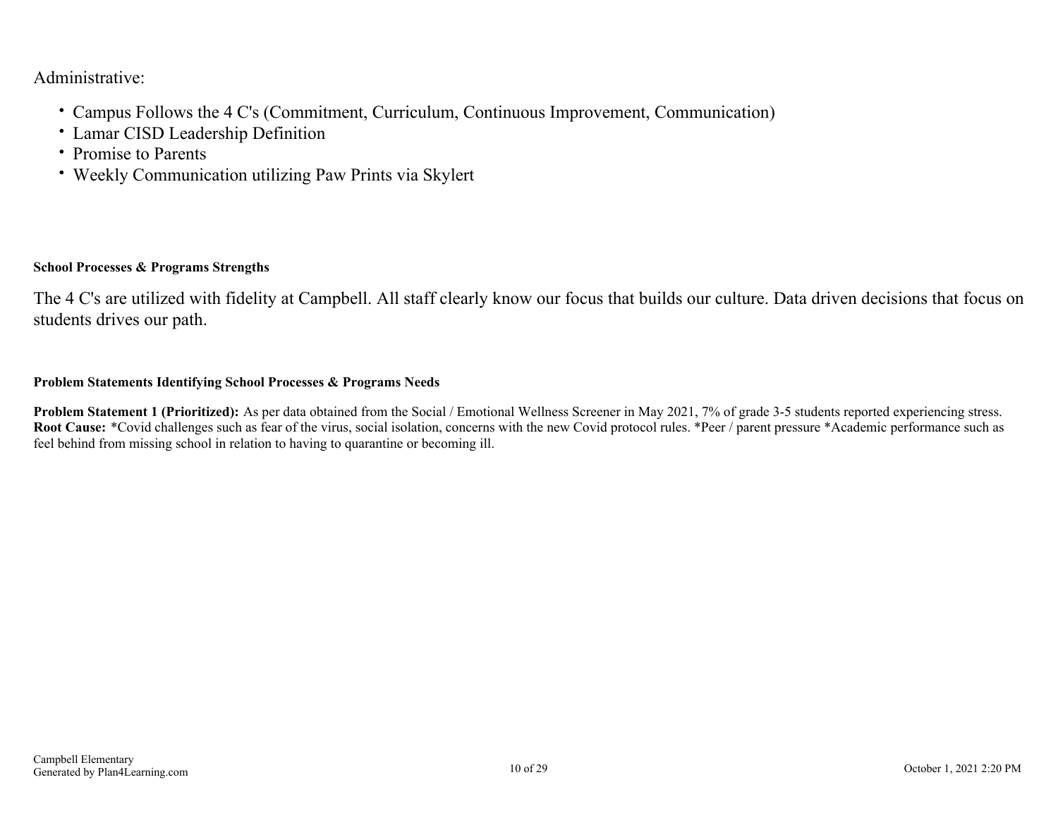Administrative:

- Campus Follows the 4 C's (Commitment, Curriculum, Continuous Improvement, Communication)
- Lamar CISD Leadership Definition
- Promise to Parents
- Weekly Communication utilizing Paw Prints via Skylert

### School Processes & Programs Strengths

The 4 C's are utilized with fidelity at Campbell. All staff clearly know our focus that builds our culture. Data driven decisions that focus on students drives our path.

### Problem Statements Identifying School Processes & Programs Needs

**Problem Statement 1 (Prioritized):** As per data obtained from the Social / Emotional Wellness Screener in May 2021, 7% of grade 3-5 students reported experiencing stress. **Root Cause:** *Covid challenges such as fear of the virus, social isolation, concerns with the new Covid protocol rules. *Peer / parent pressure *Academic performance such as feel behind from missing school in relation to having to quarantine or becoming ill.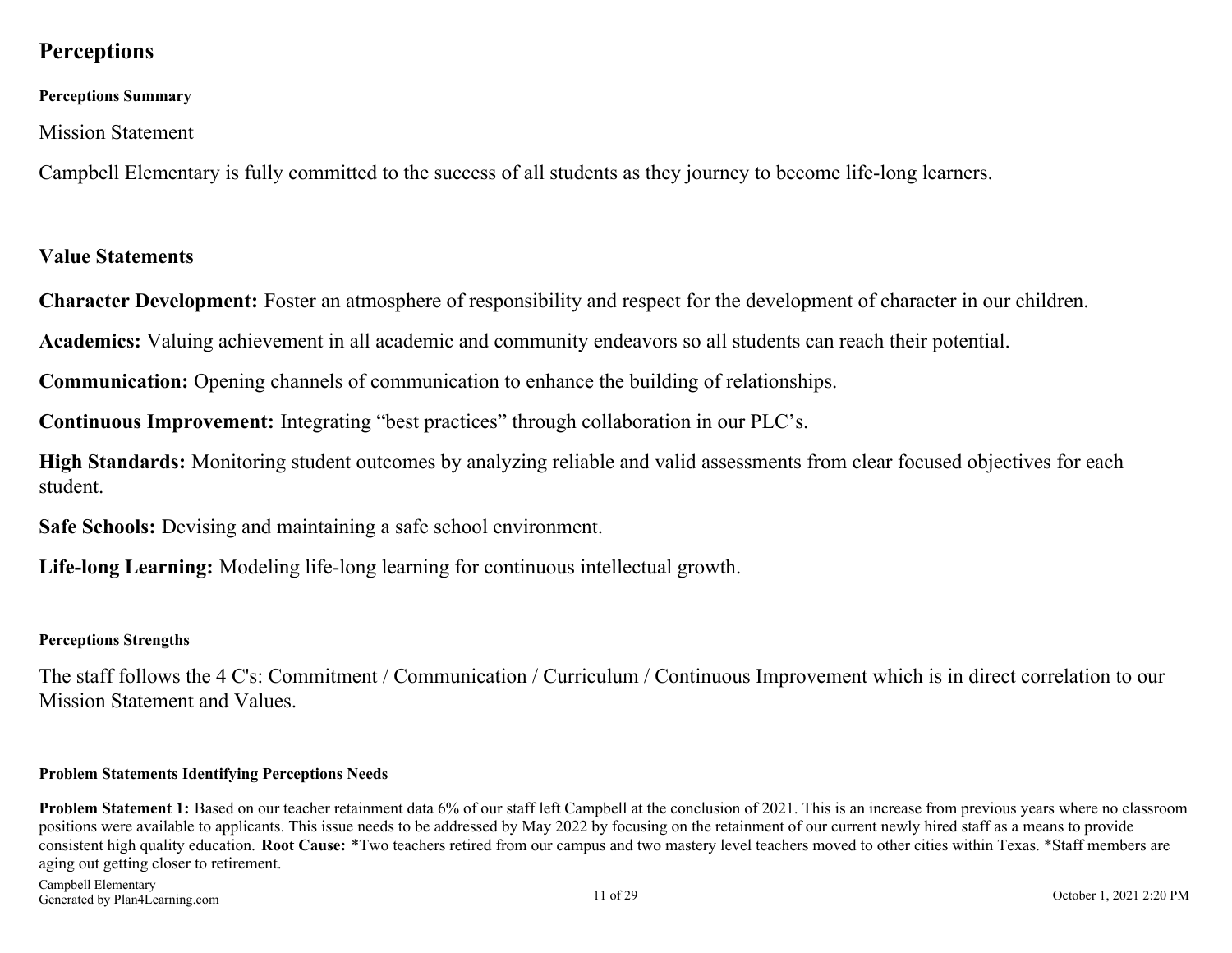# Perceptions

### Perceptions Summary

Mission Statement

Campbell Elementary is fully committed to the success of all students as they journey to become life-long learners.

## Value Statements

**Character Development:** Foster an atmosphere of responsibility and respect for the development of character in our children.

**Academics:** Valuing achievement in all academic and community endeavors so all students can reach their potential.

**Communication:** Opening channels of communication to enhance the building of relationships.

**Continuous Improvement:** Integrating "best practices" through collaboration in our PLC's.

**High Standards:** Monitoring student outcomes by analyzing reliable and valid assessments from clear focused objectives for each student.

**Safe Schools:** Devising and maintaining a safe school environment.

**Life-long Learning:** Modeling life-long learning for continuous intellectual growth.

### Perceptions Strengths

The staff follows the 4 C's: Commitment / Communication / Curriculum / Continuous Improvement which is in direct correlation to our Mission Statement and Values.

### Problem Statements Identifying Perceptions Needs

**Problem Statement 1:** Based on our teacher retainment data 6% of our staff left Campbell at the conclusion of 2021. This is an increase from previous years where no classroom positions were available to applicants. This issue needs to be addressed by May 2022 by focusing on the retainment of our current newly hired staff as a means to provide consistent high quality education. **Root Cause:** *Two teachers retired from our campus and two mastery level teachers moved to other cities within Texas. *Staff members are aging out getting closer to retirement.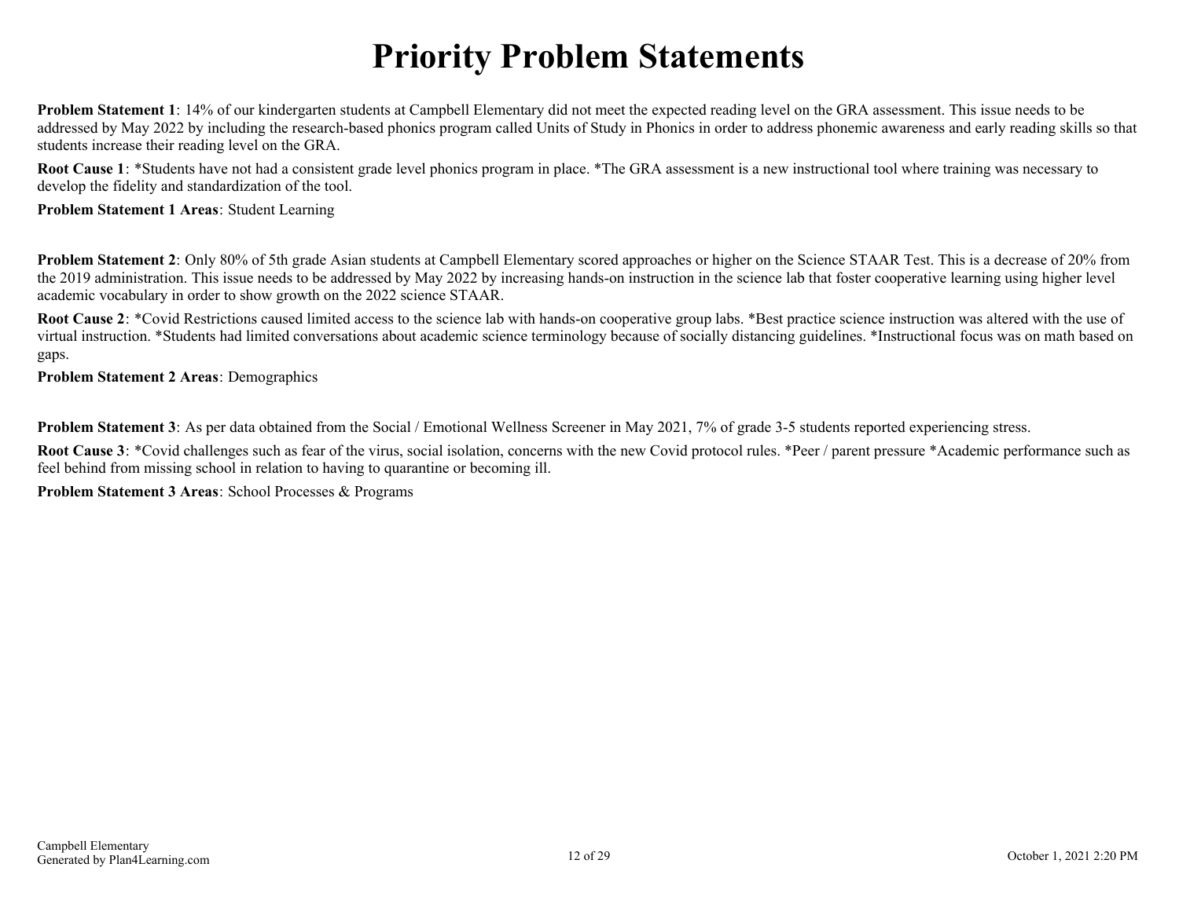# Priority Problem Statements

**Problem Statement 1**: 14% of our kindergarten students at Campbell Elementary did not meet the expected reading level on the GRA assessment. This issue needs to be addressed by May 2022 by including the research-based phonics program called Units of Study in Phonics in order to address phonemic awareness and early reading skills so that students increase their reading level on the GRA.

**Root Cause 1**: *Students have not had a consistent grade level phonics program in place. *The GRA assessment is a new instructional tool where training was necessary to develop the fidelity and standardization of the tool.

**Problem Statement 1 Areas**: Student Learning

**Problem Statement 2**: Only 80% of 5th grade Asian students at Campbell Elementary scored approaches or higher on the Science STAAR Test. This is a decrease of 20% from the 2019 administration. This issue needs to be addressed by May 2022 by increasing hands-on instruction in the science lab that foster cooperative learning using higher level academic vocabulary in order to show growth on the 2022 science STAAR.

**Root Cause 2**: *Covid Restrictions caused limited access to the science lab with hands-on cooperative group labs. *Best practice science instruction was altered with the use of virtual instruction. *Students had limited conversations about academic science terminology because of socially distancing guidelines. *Instructional focus was on math based on gaps.

**Problem Statement 2 Areas**: Demographics

**Problem Statement 3**: As per data obtained from the Social / Emotional Wellness Screener in May 2021, 7% of grade 3-5 students reported experiencing stress.

**Root Cause 3**: *Covid challenges such as fear of the virus, social isolation, concerns with the new Covid protocol rules. *Peer / parent pressure *Academic performance such as feel behind from missing school in relation to having to quarantine or becoming ill.

**Problem Statement 3 Areas**: School Processes & Programs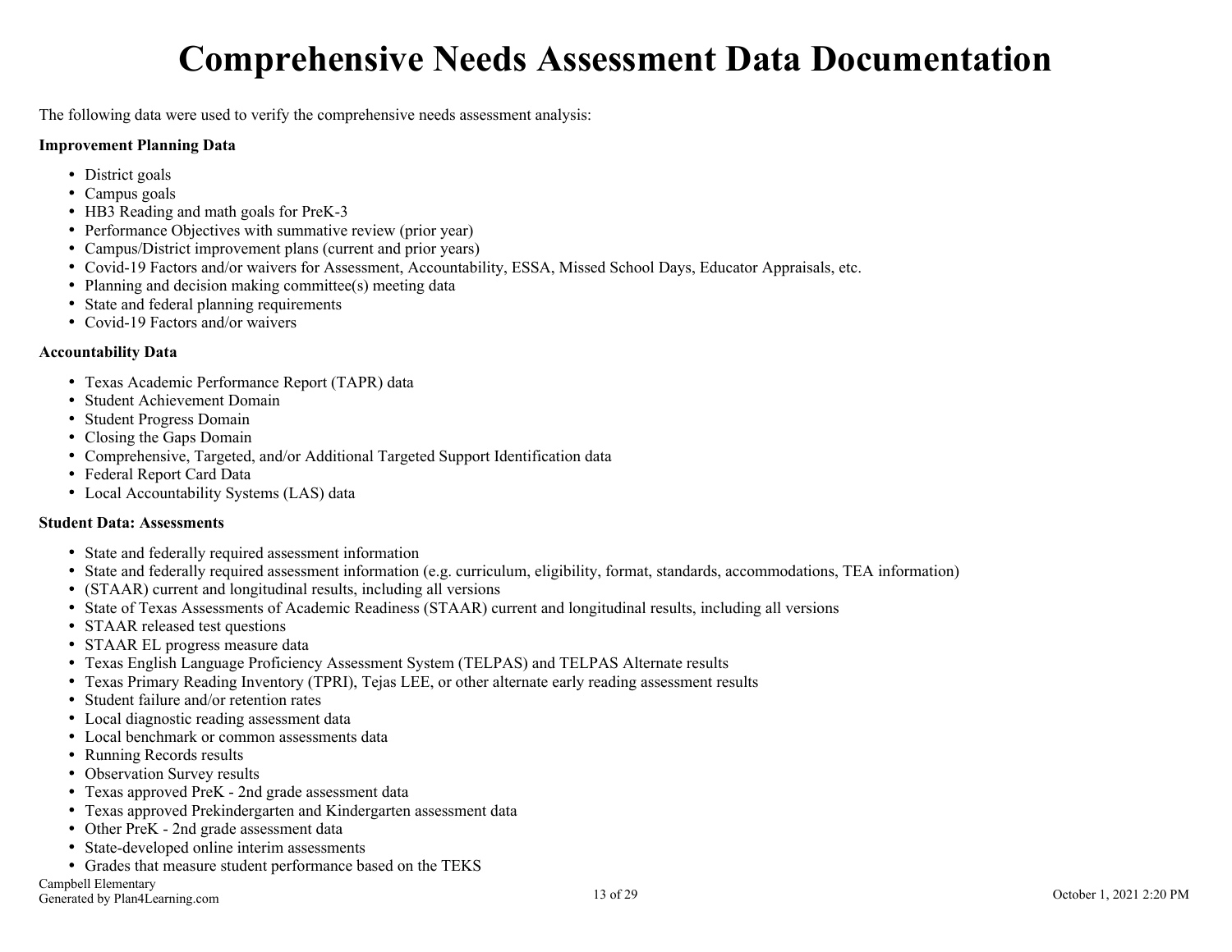# Comprehensive Needs Assessment Data Documentation

The following data were used to verify the comprehensive needs assessment analysis:

**Improvement Planning Data**

- District goals
- Campus goals
- HB3 Reading and math goals for PreK-3
- Performance Objectives with summative review (prior year)
- Campus/District improvement plans (current and prior years)
- Covid-19 Factors and/or waivers for Assessment, Accountability, ESSA, Missed School Days, Educator Appraisals, etc.
- Planning and decision making committee(s) meeting data
- State and federal planning requirements
- Covid-19 Factors and/or waivers

**Accountability Data**

- Texas Academic Performance Report (TAPR) data
- Student Achievement Domain
- Student Progress Domain
- Closing the Gaps Domain
- Comprehensive, Targeted, and/or Additional Targeted Support Identification data
- Federal Report Card Data
- Local Accountability Systems (LAS) data

**Student Data: Assessments**

- State and federally required assessment information
- State and federally required assessment information (e.g. curriculum, eligibility, format, standards, accommodations, TEA information)
- (STAAR) current and longitudinal results, including all versions
- State of Texas Assessments of Academic Readiness (STAAR) current and longitudinal results, including all versions
- STAAR released test questions
- STAAR EL progress measure data
- Texas English Language Proficiency Assessment System (TELPAS) and TELPAS Alternate results
- Texas Primary Reading Inventory (TPRI), Tejas LEE, or other alternate early reading assessment results
- Student failure and/or retention rates
- Local diagnostic reading assessment data
- Local benchmark or common assessments data
- Running Records results
- Observation Survey results
- Texas approved PreK - 2nd grade assessment data
- Texas approved Prekindergarten and Kindergarten assessment data
- Other PreK - 2nd grade assessment data
- State-developed online interim assessments
- Grades that measure student performance based on the TEKS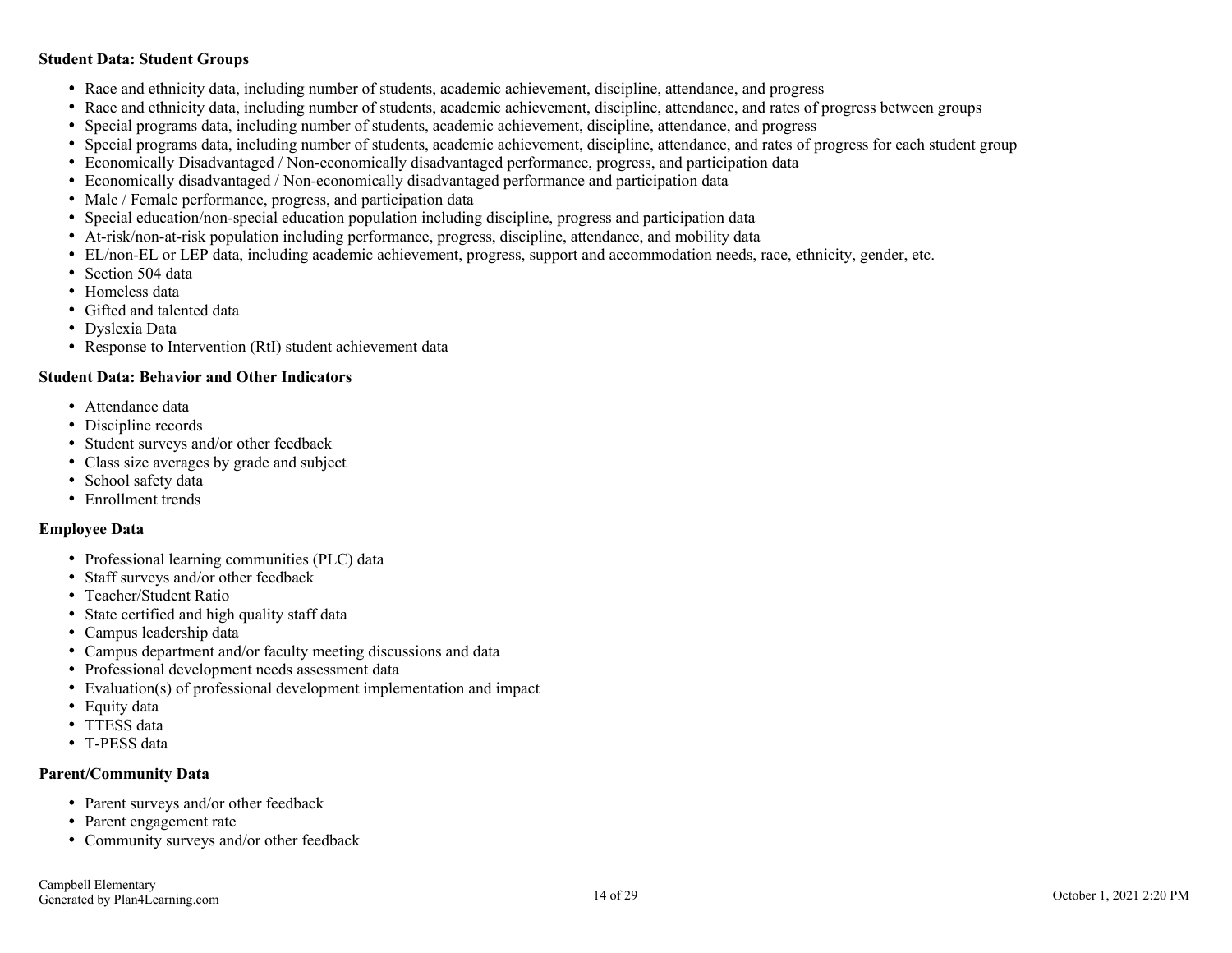**Student Data: Student Groups**

- Race and ethnicity data, including number of students, academic achievement, discipline, attendance, and progress
- Race and ethnicity data, including number of students, academic achievement, discipline, attendance, and rates of progress between groups
- Special programs data, including number of students, academic achievement, discipline, attendance, and progress
- Special programs data, including number of students, academic achievement, discipline, attendance, and rates of progress for each student group
- Economically Disadvantaged / Non-economically disadvantaged performance, progress, and participation data
- Economically disadvantaged / Non-economically disadvantaged performance and participation data
- Male / Female performance, progress, and participation data
- Special education/non-special education population including discipline, progress and participation data
- At-risk/non-at-risk population including performance, progress, discipline, attendance, and mobility data
- EL/non-EL or LEP data, including academic achievement, progress, support and accommodation needs, race, ethnicity, gender, etc.
- Section 504 data
- Homeless data
- Gifted and talented data
- Dyslexia Data
- Response to Intervention (RtI) student achievement data

**Student Data: Behavior and Other Indicators**

- Attendance data
- Discipline records
- Student surveys and/or other feedback
- Class size averages by grade and subject
- School safety data
- Enrollment trends

**Employee Data**

- Professional learning communities (PLC) data
- Staff surveys and/or other feedback
- Teacher/Student Ratio
- State certified and high quality staff data
- Campus leadership data
- Campus department and/or faculty meeting discussions and data
- Professional development needs assessment data
- Evaluation(s) of professional development implementation and impact
- Equity data
- TTESS data
- T-PESS data

**Parent/Community Data**

- Parent surveys and/or other feedback
- Parent engagement rate
- Community surveys and/or other feedback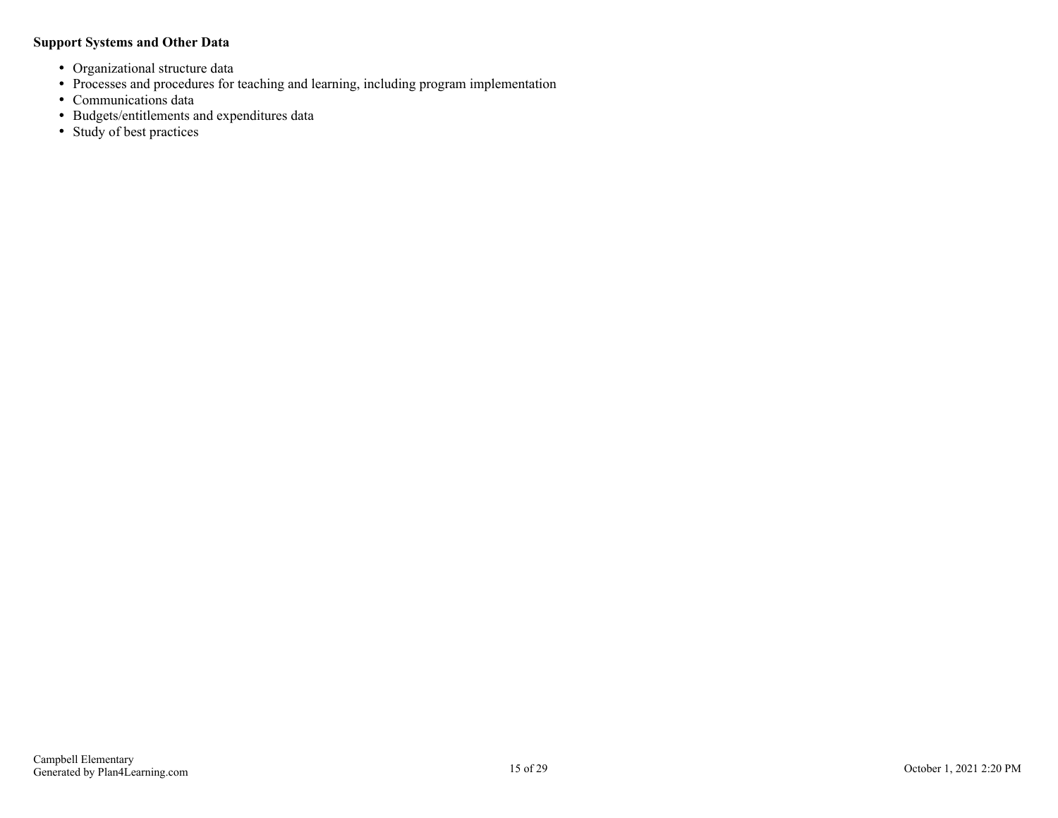**Support Systems and Other Data**

- Organizational structure data
- Processes and procedures for teaching and learning, including program implementation
- Communications data
- Budgets/entitlements and expenditures data
- Study of best practices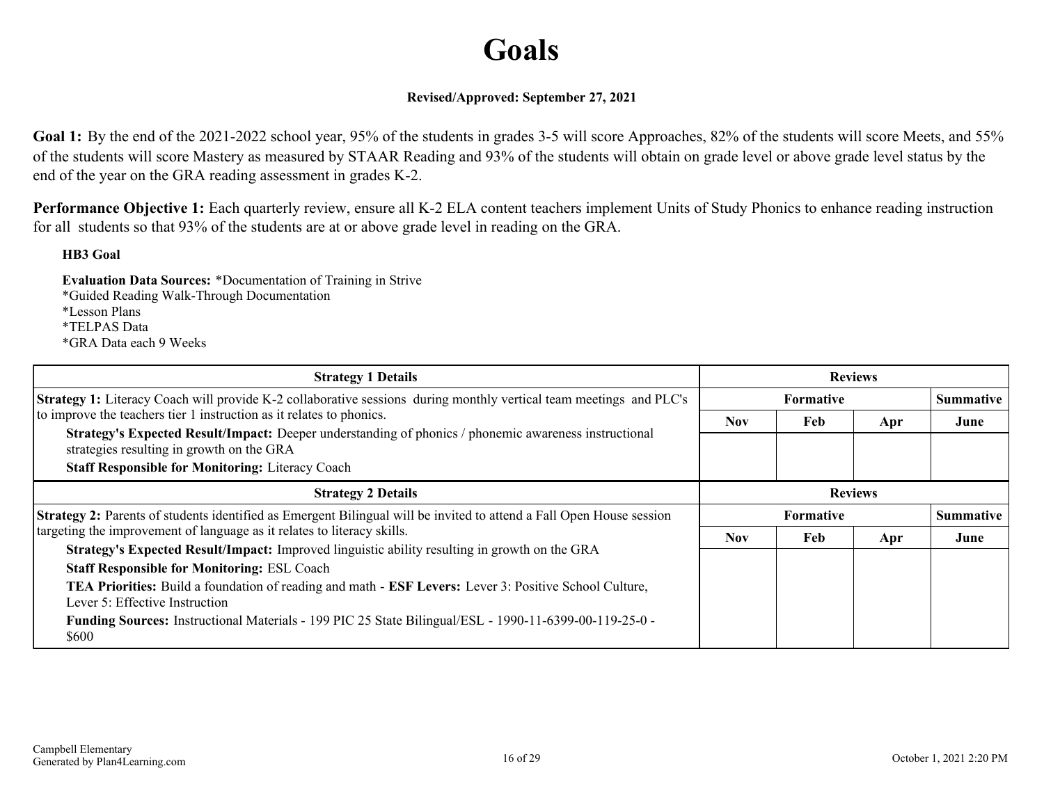# Goals

**Revised/Approved: September 27, 2021**

**Goal 1:** By the end of the 2021-2022 school year, 95% of the students in grades 3-5 will score Approaches, 82% of the students will score Meets, and 55% of the students will score Mastery as measured by STAAR Reading and 93% of the students will obtain on grade level or above grade level status by the end of the year on the GRA reading assessment in grades K-2.

**Performance Objective 1:** Each quarterly review, ensure all K-2 ELA content teachers implement Units of Study Phonics to enhance reading instruction for all students so that 93% of the students are at or above grade level in reading on the GRA.

**HB3 Goal**

**Evaluation Data Sources:** *Documentation of Training in Strive
*Guided Reading Walk-Through Documentation
*Lesson Plans
*TELPAS Data
*GRA Data each 9 Weeks

| Strategy 1 Details | Reviews | | | |
|---|---|---|---|---|
| | Formative | | | Summative |
| | Nov | Feb | Apr | June |
| **Strategy 1:** Literacy Coach will provide K-2 collaborative sessions during monthly vertical team meetings and PLC's to improve the teachers tier 1 instruction as it relates to phonics.<br>**Strategy's Expected Result/Impact:** Deeper understanding of phonics / phonemic awareness instructional strategies resulting in growth on the GRA<br>**Staff Responsible for Monitoring:** Literacy Coach | | | | |

| Strategy 2 Details | Reviews | | | |
|---|---|---|---|---|
| | Formative | | | Summative |
| | Nov | Feb | Apr | June |
| **Strategy 2:** Parents of students identified as Emergent Bilingual will be invited to attend a Fall Open House session targeting the improvement of language as it relates to literacy skills.<br>**Strategy's Expected Result/Impact:** Improved linguistic ability resulting in growth on the GRA<br>**Staff Responsible for Monitoring:** ESL Coach<br>**TEA Priorities:** Build a foundation of reading and math - **ESF Levers:** Lever 3: Positive School Culture, Lever 5: Effective Instruction<br>**Funding Sources:** Instructional Materials - 199 PIC 25 State Bilingual/ESL - 1990-11-6399-00-119-25-0 - $600 | | | | |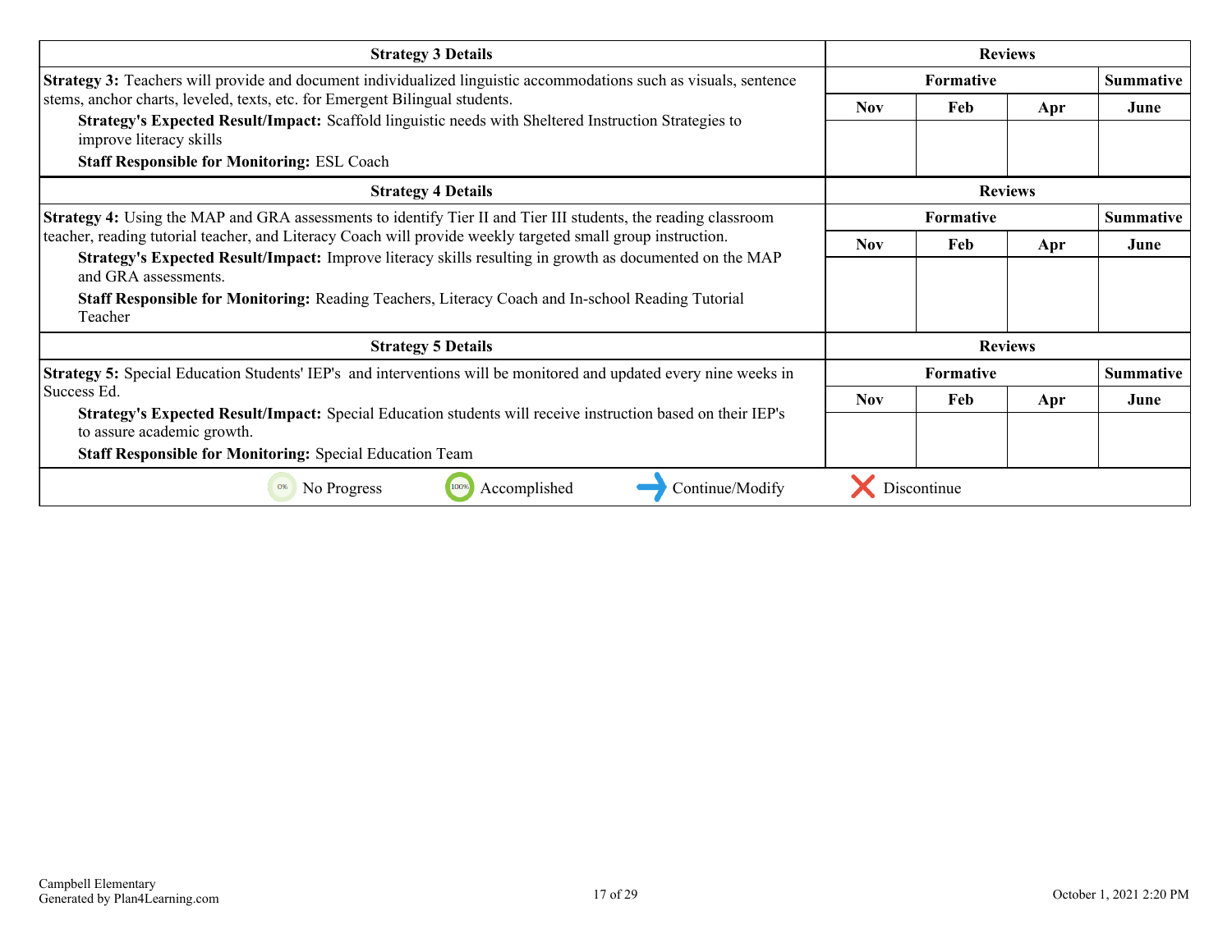| Strategy 3 Details | Reviews | | | |
|---|---|---|---|---|
| | Formative | | | Summative |
| | Nov | Feb | Apr | June |
| **Strategy 3:** Teachers will provide and document individualized linguistic accommodations such as visuals, sentence stems, anchor charts, leveled, texts, etc. for Emergent Bilingual students.<br>**Strategy's Expected Result/Impact:** Scaffold linguistic needs with Sheltered Instruction Strategies to improve literacy skills<br>**Staff Responsible for Monitoring:** ESL Coach | | | | |

| Strategy 4 Details | Reviews | | | |
|---|---|---|---|---|
| | Formative | | | Summative |
| | Nov | Feb | Apr | June |
| **Strategy 4:** Using the MAP and GRA assessments to identify Tier II and Tier III students, the reading classroom teacher, reading tutorial teacher, and Literacy Coach will provide weekly targeted small group instruction.<br>**Strategy's Expected Result/Impact:** Improve literacy skills resulting in growth as documented on the MAP and GRA assessments.<br>**Staff Responsible for Monitoring:** Reading Teachers, Literacy Coach and In-school Reading Tutorial Teacher | | | | |

| Strategy 5 Details | Reviews | | | |
|---|---|---|---|---|
| | Formative | | | Summative |
| | Nov | Feb | Apr | June |
| **Strategy 5:** Special Education Students' IEP's and interventions will be monitored and updated every nine weeks in Success Ed.<br>**Strategy's Expected Result/Impact:** Special Education students will receive instruction based on their IEP's to assure academic growth.<br>**Staff Responsible for Monitoring:** Special Education Team | | | | |

No Progress | Accomplished | Continue/Modify | Discontinue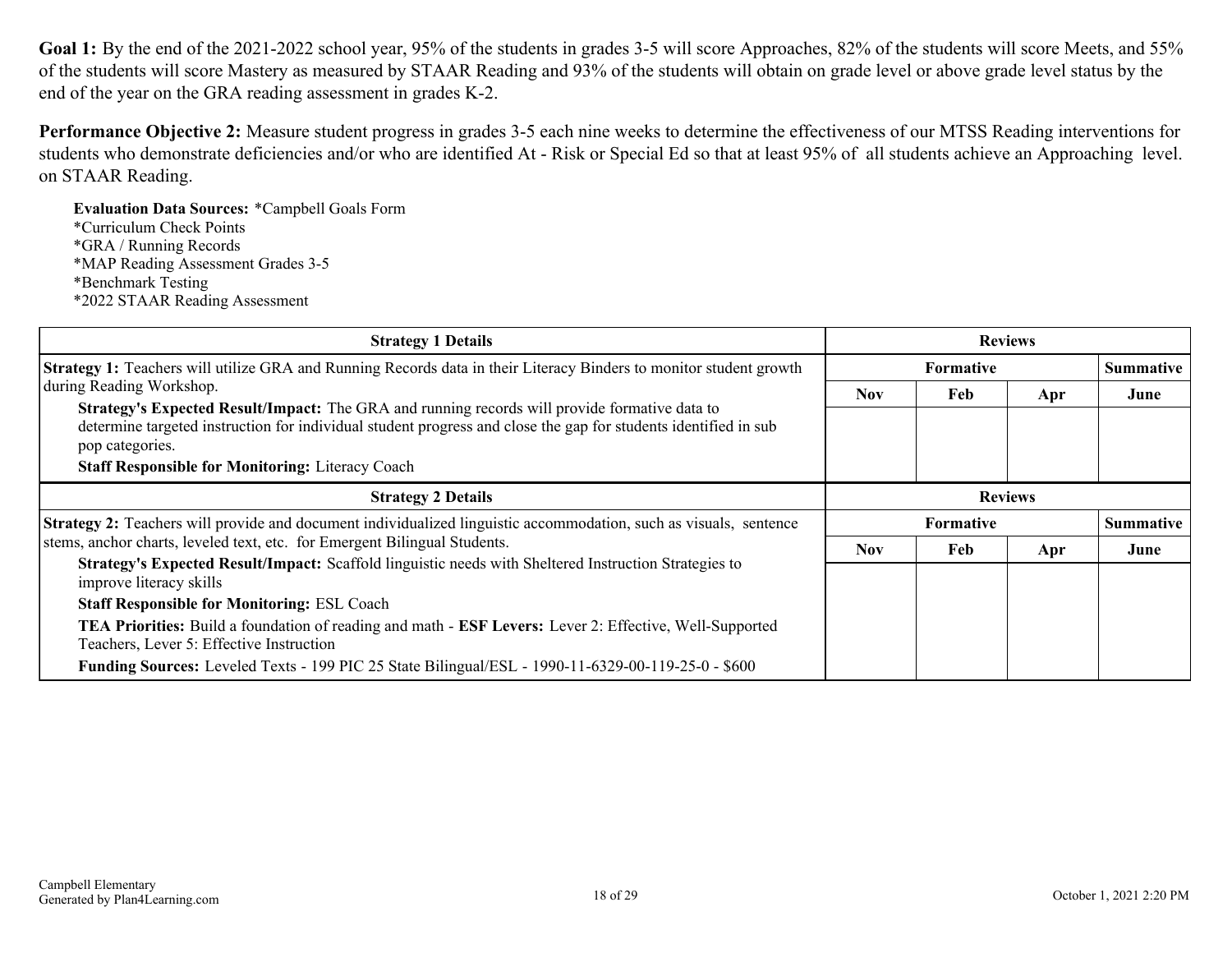**Goal 1:** By the end of the 2021-2022 school year, 95% of the students in grades 3-5 will score Approaches, 82% of the students will score Meets, and 55% of the students will score Mastery as measured by STAAR Reading and 93% of the students will obtain on grade level or above grade level status by the end of the year on the GRA reading assessment in grades K-2.

**Performance Objective 2:** Measure student progress in grades 3-5 each nine weeks to determine the effectiveness of our MTSS Reading interventions for students who demonstrate deficiencies and/or who are identified At - Risk or Special Ed so that at least 95% of all students achieve an Approaching level. on STAAR Reading.

**Evaluation Data Sources:** *Campbell Goals Form
*Curriculum Check Points
*GRA / Running Records
*MAP Reading Assessment Grades 3-5
*Benchmark Testing
*2022 STAAR Reading Assessment

| Strategy 1 Details | Reviews | | | |
|---|---|---|---|---|
| | Formative | | | Summative |
| | Nov | Feb | Apr | June |
| **Strategy 1:** Teachers will utilize GRA and Running Records data in their Literacy Binders to monitor student growth during Reading Workshop.<br>**Strategy's Expected Result/Impact:** The GRA and running records will provide formative data to determine targeted instruction for individual student progress and close the gap for students identified in sub pop categories.<br>**Staff Responsible for Monitoring:** Literacy Coach | | | | |

| Strategy 2 Details | Reviews | | | |
|---|---|---|---|---|
| | Formative | | | Summative |
| | Nov | Feb | Apr | June |
| **Strategy 2:** Teachers will provide and document individualized linguistic accommodation, such as visuals, sentence stems, anchor charts, leveled text, etc. for Emergent Bilingual Students.<br>**Strategy's Expected Result/Impact:** Scaffold linguistic needs with Sheltered Instruction Strategies to improve literacy skills<br>**Staff Responsible for Monitoring:** ESL Coach<br>**TEA Priorities:** Build a foundation of reading and math - **ESF Levers:** Lever 2: Effective, Well-Supported Teachers, Lever 5: Effective Instruction<br>**Funding Sources:** Leveled Texts - 199 PIC 25 State Bilingual/ESL - 1990-11-6329-00-119-25-0 - $600 | | | | |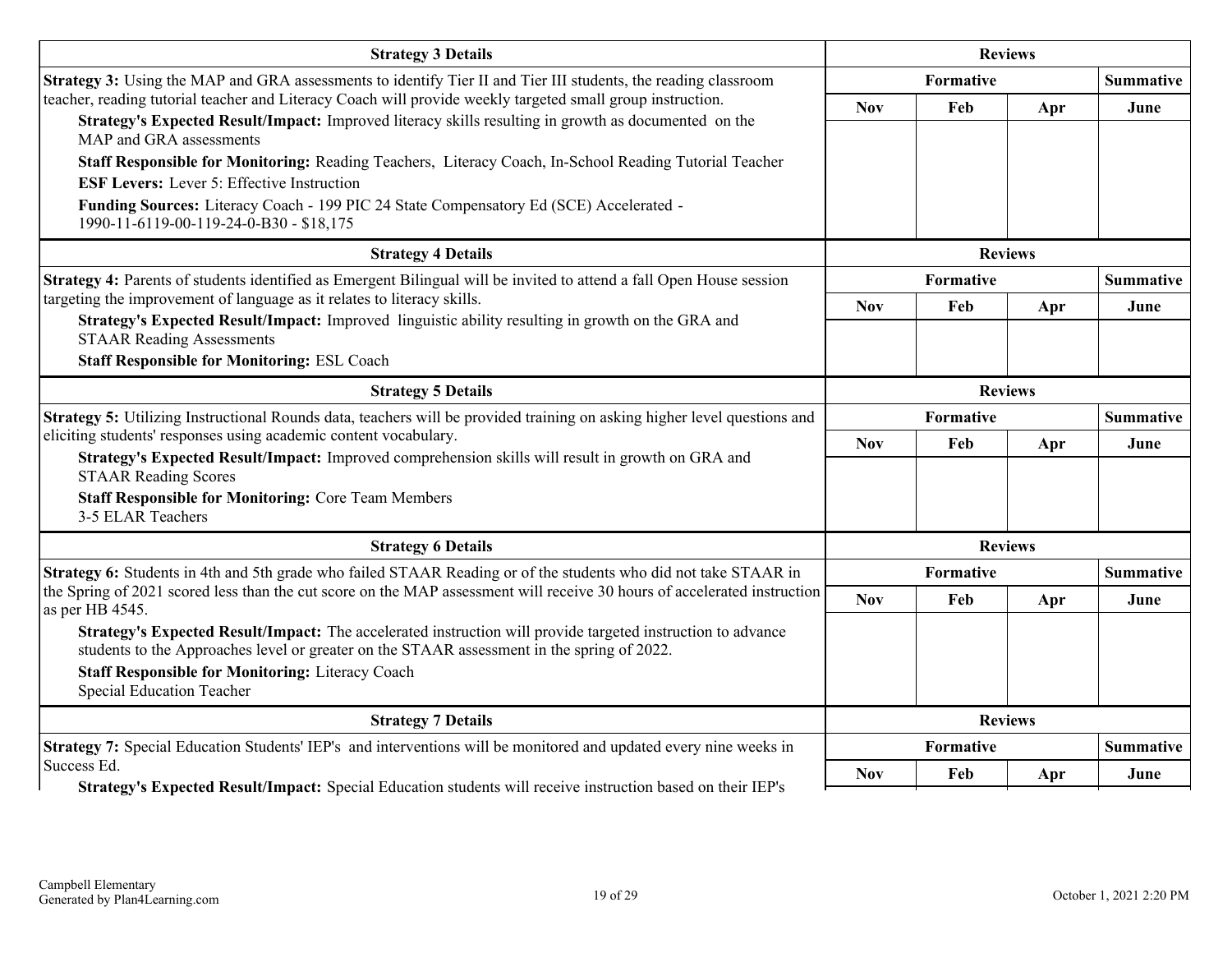| Strategy 3 Details | Reviews | | | |
|---|---|---|---|---|
| | Formative | | | Summative |
| **Strategy 3:** Using the MAP and GRA assessments to identify Tier II and Tier III students, the reading classroom teacher, reading tutorial teacher and Literacy Coach will provide weekly targeted small group instruction. **Strategy's Expected Result/Impact:** Improved literacy skills resulting in growth as documented on the MAP and GRA assessments **Staff Responsible for Monitoring:** Reading Teachers, Literacy Coach, In-School Reading Tutorial Teacher **ESF Levers:** Lever 5: Effective Instruction **Funding Sources:** Literacy Coach - 199 PIC 24 State Compensatory Ed (SCE) Accelerated - 1990-11-6119-00-119-24-0-B30 - $18,175 | Nov | Feb | Apr | June |

| Strategy 4 Details | Reviews | | | |
|---|---|---|---|---|
| | Formative | | | Summative |
| **Strategy 4:** Parents of students identified as Emergent Bilingual will be invited to attend a fall Open House session targeting the improvement of language as it relates to literacy skills. **Strategy's Expected Result/Impact:** Improved linguistic ability resulting in growth on the GRA and STAAR Reading Assessments **Staff Responsible for Monitoring:** ESL Coach | Nov | Feb | Apr | June |

| Strategy 5 Details | Reviews | | | |
|---|---|---|---|---|
| | Formative | | | Summative |
| **Strategy 5:** Utilizing Instructional Rounds data, teachers will be provided training on asking higher level questions and eliciting students' responses using academic content vocabulary. **Strategy's Expected Result/Impact:** Improved comprehension skills will result in growth on GRA and STAAR Reading Scores **Staff Responsible for Monitoring:** Core Team Members 3-5 ELAR Teachers | Nov | Feb | Apr | June |

| Strategy 6 Details | Reviews | | | |
|---|---|---|---|---|
| | Formative | | | Summative |
| **Strategy 6:** Students in 4th and 5th grade who failed STAAR Reading or of the students who did not take STAAR in the Spring of 2021 scored less than the cut score on the MAP assessment will receive 30 hours of accelerated instruction as per HB 4545. **Strategy's Expected Result/Impact:** The accelerated instruction will provide targeted instruction to advance students to the Approaches level or greater on the STAAR assessment in the spring of 2022. **Staff Responsible for Monitoring:** Literacy Coach Special Education Teacher | Nov | Feb | Apr | June |

| Strategy 7 Details | Reviews | | | |
|---|---|---|---|---|
| | Formative | | | Summative |
| **Strategy 7:** Special Education Students' IEP's and interventions will be monitored and updated every nine weeks in Success Ed. **Strategy's Expected Result/Impact:** Special Education students will receive instruction based on their IEP's | Nov | Feb | Apr | June |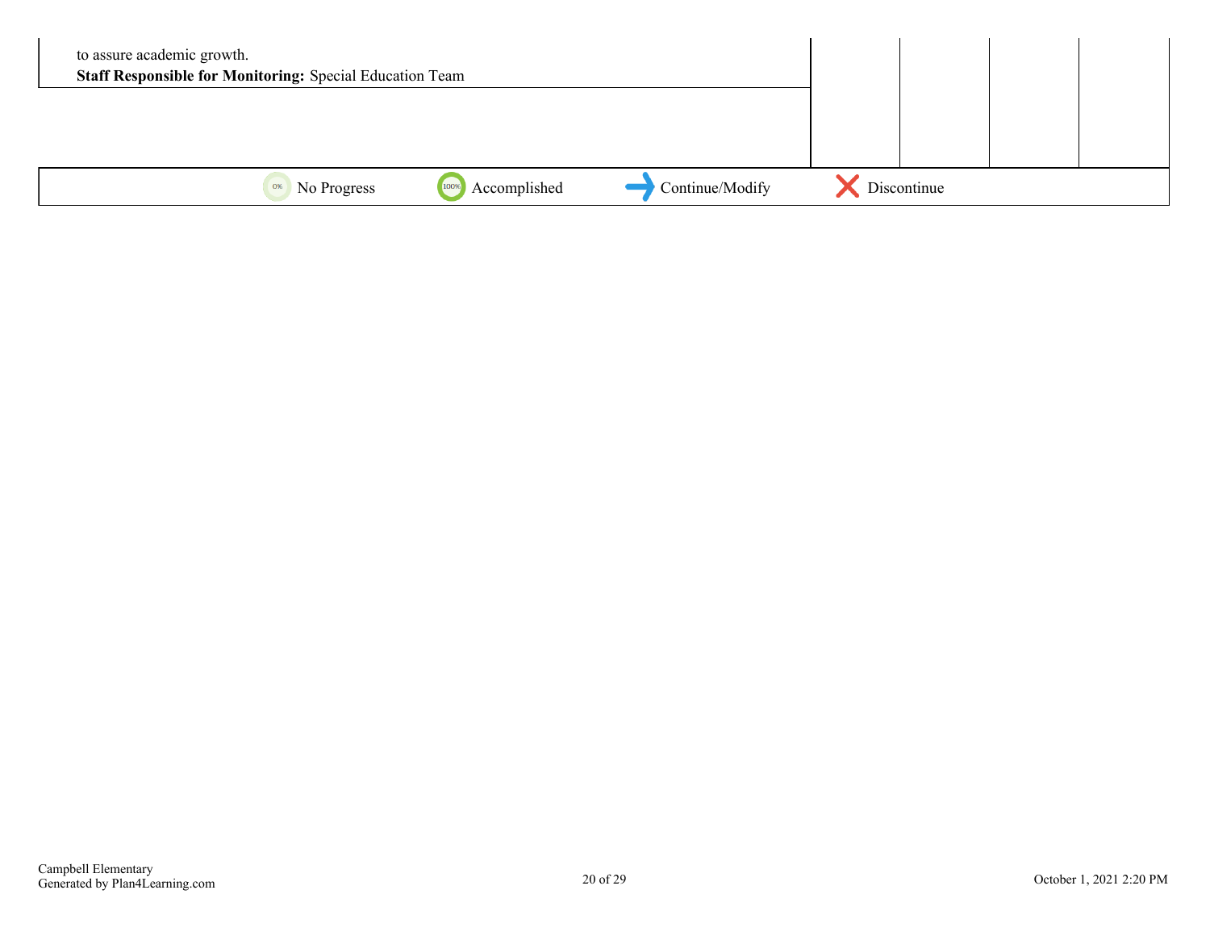| | | | | |
|---|---|---|---|---|
| to assure academic growth.<br>**Staff Responsible for Monitoring:** Special Education Team | | | | |

0% No Progress | 100% Accomplished | Continue/Modify | Discontinue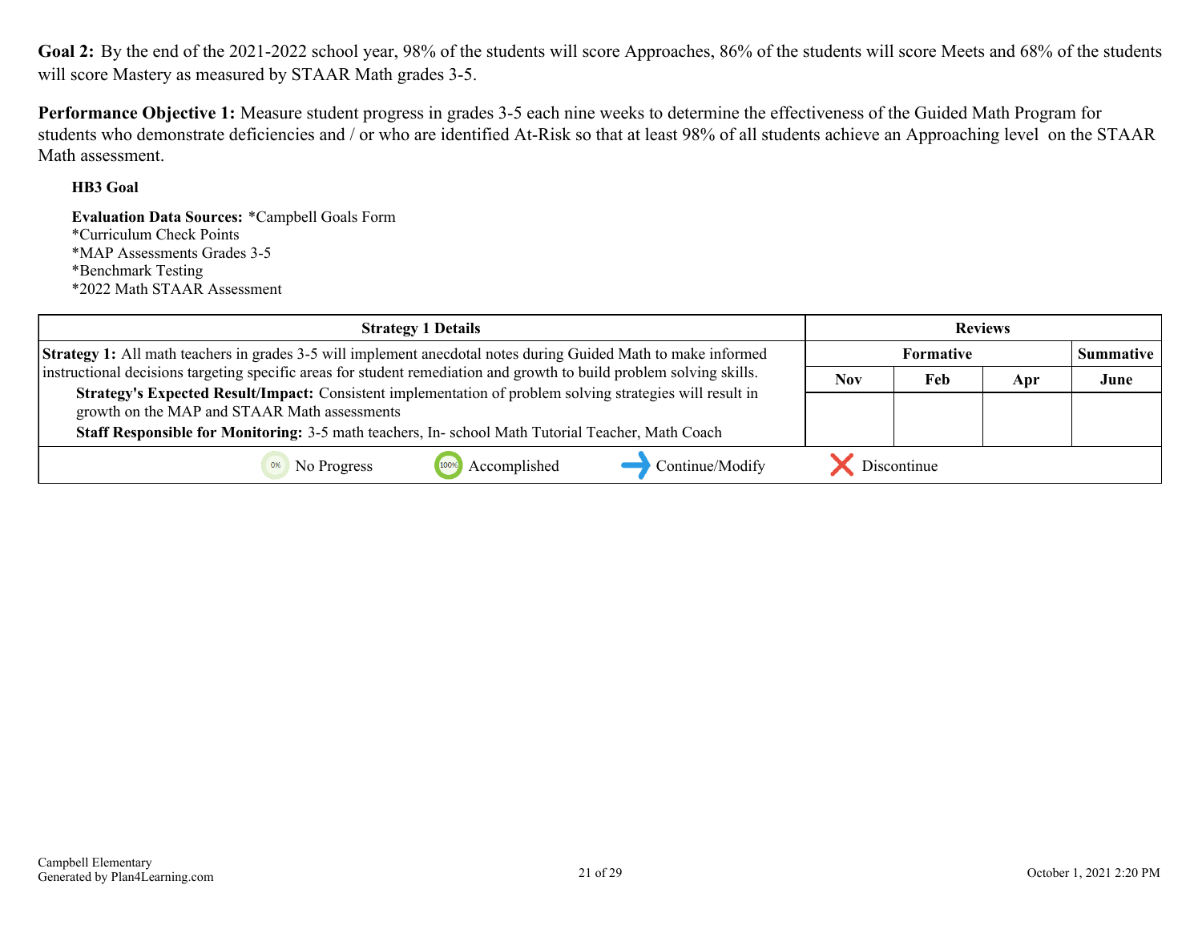**Goal 2:** By the end of the 2021-2022 school year, 98% of the students will score Approaches, 86% of the students will score Meets and 68% of the students will score Mastery as measured by STAAR Math grades 3-5.

**Performance Objective 1:** Measure student progress in grades 3-5 each nine weeks to determine the effectiveness of the Guided Math Program for students who demonstrate deficiencies and / or who are identified At-Risk so that at least 98% of all students achieve an Approaching level on the STAAR Math assessment.

**HB3 Goal**

**Evaluation Data Sources:** *Campbell Goals Form
*Curriculum Check Points
*MAP Assessments Grades 3-5
*Benchmark Testing
*2022 Math STAAR Assessment

| Strategy 1 Details | Reviews | | | |
|---|---|---|---|---|
| | Formative | | | Summative |
| | Nov | Feb | Apr | June |
| **Strategy 1:** All math teachers in grades 3-5 will implement anecdotal notes during Guided Math to make informed instructional decisions targeting specific areas for student remediation and growth to build problem solving skills.<br>**Strategy's Expected Result/Impact:** Consistent implementation of problem solving strategies will result in growth on the MAP and STAAR Math assessments<br>**Staff Responsible for Monitoring:** 3-5 math teachers, In- school Math Tutorial Teacher, Math Coach | | | | |

0% No Progress | 100% Accomplished | Continue/Modify | Discontinue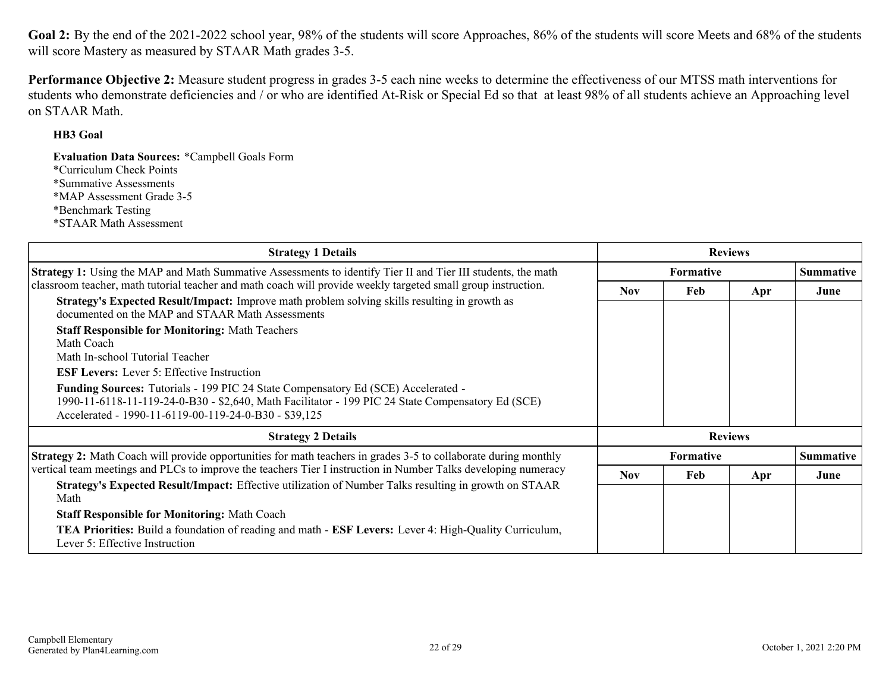**Goal 2:** By the end of the 2021-2022 school year, 98% of the students will score Approaches, 86% of the students will score Meets and 68% of the students will score Mastery as measured by STAAR Math grades 3-5.

**Performance Objective 2:** Measure student progress in grades 3-5 each nine weeks to determine the effectiveness of our MTSS math interventions for students who demonstrate deficiencies and / or who are identified At-Risk or Special Ed so that at least 98% of all students achieve an Approaching level on STAAR Math.

**HB3 Goal**

**Evaluation Data Sources:** *Campbell Goals Form
*Curriculum Check Points
*Summative Assessments
*MAP Assessment Grade 3-5
*Benchmark Testing
*STAAR Math Assessment

| Strategy 1 Details | Reviews | | | |
|---|---|---|---|---|
| | Formative | | | Summative |
| | Nov | Feb | Apr | June |
| **Strategy 1:** Using the MAP and Math Summative Assessments to identify Tier II and Tier III students, the math classroom teacher, math tutorial teacher and math coach will provide weekly targeted small group instruction.<br>**Strategy's Expected Result/Impact:** Improve math problem solving skills resulting in growth as documented on the MAP and STAAR Math Assessments<br>**Staff Responsible for Monitoring:** Math Teachers<br>Math Coach<br>Math In-school Tutorial Teacher<br>**ESF Levers:** Lever 5: Effective Instruction<br>**Funding Sources:** Tutorials - 199 PIC 24 State Compensatory Ed (SCE) Accelerated - 1990-11-6118-11-119-24-0-B30 - $2,640, Math Facilitator - 199 PIC 24 State Compensatory Ed (SCE) Accelerated - 1990-11-6119-00-119-24-0-B30 - $39,125 | | | | |

| Strategy 2 Details | Reviews | | | |
|---|---|---|---|---|
| | Formative | | | Summative |
| | Nov | Feb | Apr | June |
| **Strategy 2:** Math Coach will provide opportunities for math teachers in grades 3-5 to collaborate during monthly vertical team meetings and PLCs to improve the teachers Tier I instruction in Number Talks developing numeracy<br>**Strategy's Expected Result/Impact:** Effective utilization of Number Talks resulting in growth on STAAR Math<br>**Staff Responsible for Monitoring:** Math Coach<br>**TEA Priorities:** Build a foundation of reading and math - **ESF Levers:** Lever 4: High-Quality Curriculum, Lever 5: Effective Instruction | | | | |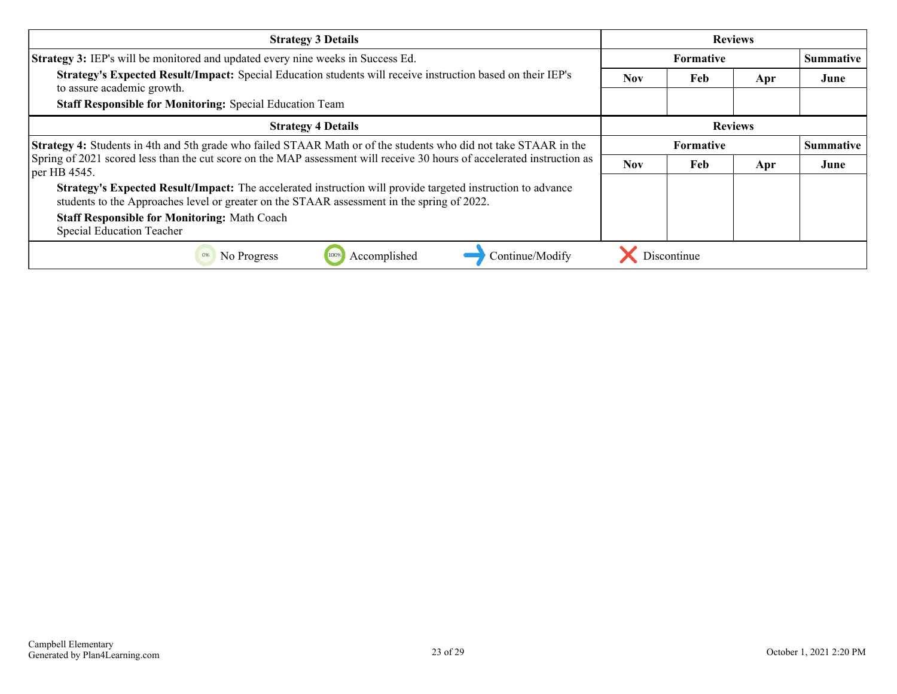| Strategy 3 Details | Reviews | | | |
|---|---|---|---|---|
| | Formative | | | Summative |
| **Strategy 3:** IEP's will be monitored and updated every nine weeks in Success Ed.<br>**Strategy's Expected Result/Impact:** Special Education students will receive instruction based on their IEP's to assure academic growth.<br>**Staff Responsible for Monitoring:** Special Education Team | Nov | Feb | Apr | June |
| | | | | |

| Strategy 4 Details | Reviews | | | |
|---|---|---|---|---|
| | Formative | | | Summative |
| **Strategy 4:** Students in 4th and 5th grade who failed STAAR Math or of the students who did not take STAAR in the Spring of 2021 scored less than the cut score on the MAP assessment will receive 30 hours of accelerated instruction as per HB 4545.<br>**Strategy's Expected Result/Impact:** The accelerated instruction will provide targeted instruction to advance students to the Approaches level or greater on the STAAR assessment in the spring of 2022.<br>**Staff Responsible for Monitoring:** Math Coach<br>Special Education Teacher | Nov | Feb | Apr | June |
| | | | | |

0% No Progress | 100% Accomplished | ➜ Continue/Modify | ✕ Discontinue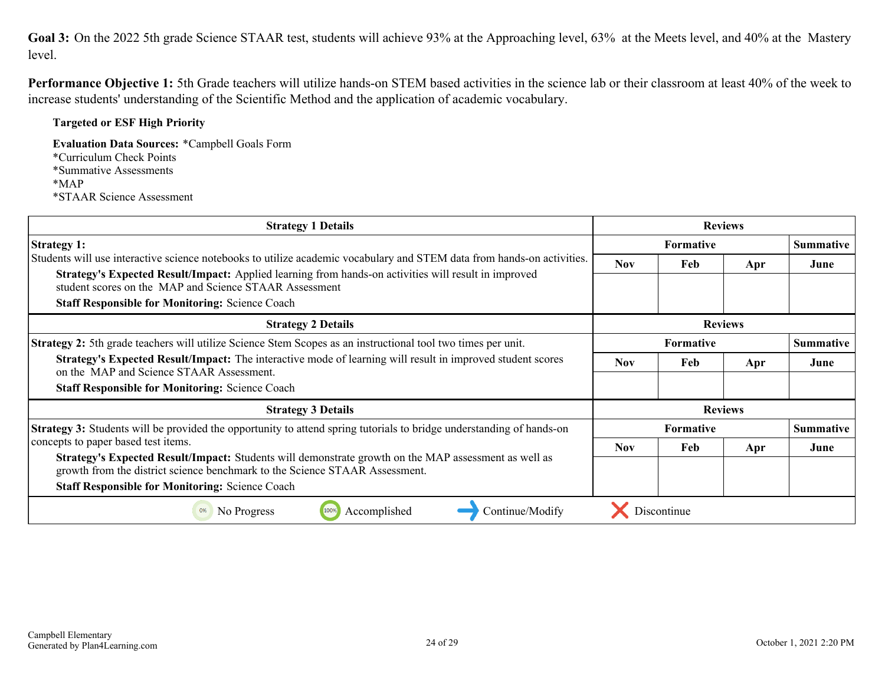**Goal 3:** On the 2022 5th grade Science STAAR test, students will achieve 93% at the Approaching level, 63% at the Meets level, and 40% at the Mastery level.

**Performance Objective 1:** 5th Grade teachers will utilize hands-on STEM based activities in the science lab or their classroom at least 40% of the week to increase students' understanding of the Scientific Method and the application of academic vocabulary.

**Targeted or ESF High Priority**

**Evaluation Data Sources:** *Campbell Goals Form
*Curriculum Check Points
*Summative Assessments
*MAP
*STAAR Science Assessment

| Strategy 1 Details | Reviews | | | |
|---|---|---|---|---|
| **Strategy 1:**<br>Students will use interactive science notebooks to utilize academic vocabulary and STEM data from hands-on activities.<br>**Strategy's Expected Result/Impact:** Applied learning from hands-on activities will result in improved student scores on the MAP and Science STAAR Assessment<br>**Staff Responsible for Monitoring:** Science Coach | Formative | | | Summative |
| | Nov | Feb | Apr | June |
| | | | | |

| Strategy 2 Details | Reviews | | | |
|---|---|---|---|---|
| **Strategy 2:** 5th grade teachers will utilize Science Stem Scopes as an instructional tool two times per unit.<br>**Strategy's Expected Result/Impact:** The interactive mode of learning will result in improved student scores on the MAP and Science STAAR Assessment.<br>**Staff Responsible for Monitoring:** Science Coach | Formative | | | Summative |
| | Nov | Feb | Apr | June |
| | | | | |

| Strategy 3 Details | Reviews | | | |
|---|---|---|---|---|
| **Strategy 3:** Students will be provided the opportunity to attend spring tutorials to bridge understanding of hands-on concepts to paper based test items.<br>**Strategy's Expected Result/Impact:** Students will demonstrate growth on the MAP assessment as well as growth from the district science benchmark to the Science STAAR Assessment.<br>**Staff Responsible for Monitoring:** Science Coach | Formative | | | Summative |
| | Nov | Feb | Apr | June |
| | | | | |

0% No Progress | 100% Accomplished | Continue/Modify | Discontinue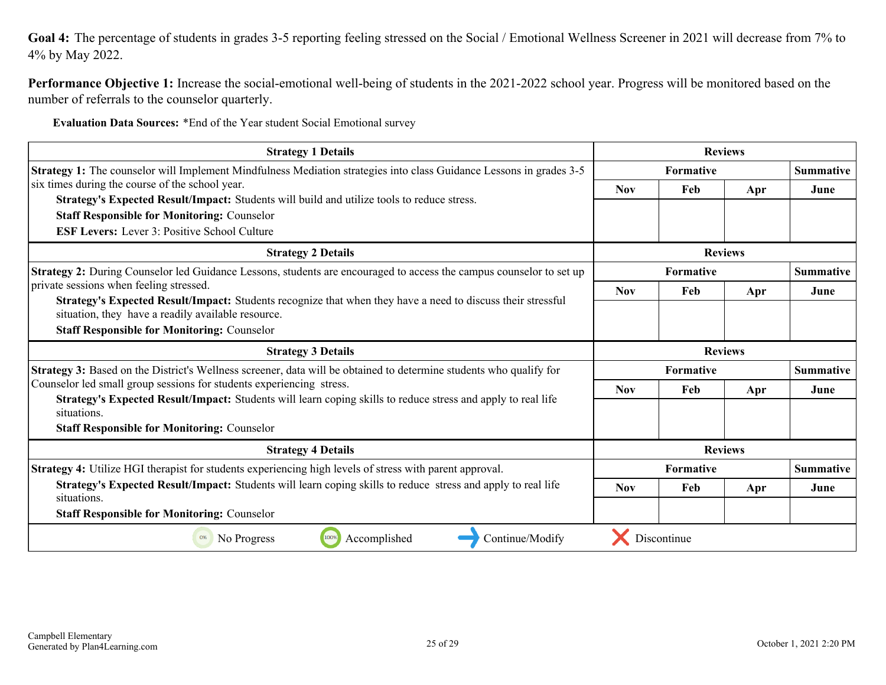**Goal 4:** The percentage of students in grades 3-5 reporting feeling stressed on the Social / Emotional Wellness Screener in 2021 will decrease from 7% to 4% by May 2022.

**Performance Objective 1:** Increase the social-emotional well-being of students in the 2021-2022 school year. Progress will be monitored based on the number of referrals to the counselor quarterly.

**Evaluation Data Sources:** *End of the Year student Social Emotional survey

| Strategy 1 Details | Reviews | | | |
|---|---|---|---|---|
| | Formative | | | Summative |
| | Nov | Feb | Apr | June |
| **Strategy 1:** The counselor will Implement Mindfulness Mediation strategies into class Guidance Lessons in grades 3-5 six times during the course of the school year.<br>**Strategy's Expected Result/Impact:** Students will build and utilize tools to reduce stress.<br>**Staff Responsible for Monitoring:** Counselor<br>**ESF Levers:** Lever 3: Positive School Culture | | | | |

| Strategy 2 Details | Reviews | | | |
|---|---|---|---|---|
| | Formative | | | Summative |
| | Nov | Feb | Apr | June |
| **Strategy 2:** During Counselor led Guidance Lessons, students are encouraged to access the campus counselor to set up private sessions when feeling stressed.<br>**Strategy's Expected Result/Impact:** Students recognize that when they have a need to discuss their stressful situation, they have a readily available resource.<br>**Staff Responsible for Monitoring:** Counselor | | | | |

| Strategy 3 Details | Reviews | | | |
|---|---|---|---|---|
| | Formative | | | Summative |
| | Nov | Feb | Apr | June |
| **Strategy 3:** Based on the District's Wellness screener, data will be obtained to determine students who qualify for Counselor led small group sessions for students experiencing stress.<br>**Strategy's Expected Result/Impact:** Students will learn coping skills to reduce stress and apply to real life situations.<br>**Staff Responsible for Monitoring:** Counselor | | | | |

| Strategy 4 Details | Reviews | | | |
|---|---|---|---|---|
| | Formative | | | Summative |
| | Nov | Feb | Apr | June |
| **Strategy 4:** Utilize HGI therapist for students experiencing high levels of stress with parent approval.<br>**Strategy's Expected Result/Impact:** Students will learn coping skills to reduce stress and apply to real life situations.<br>**Staff Responsible for Monitoring:** Counselor | | | | |

0% No Progress | 100% Accomplished | Continue/Modify | Discontinue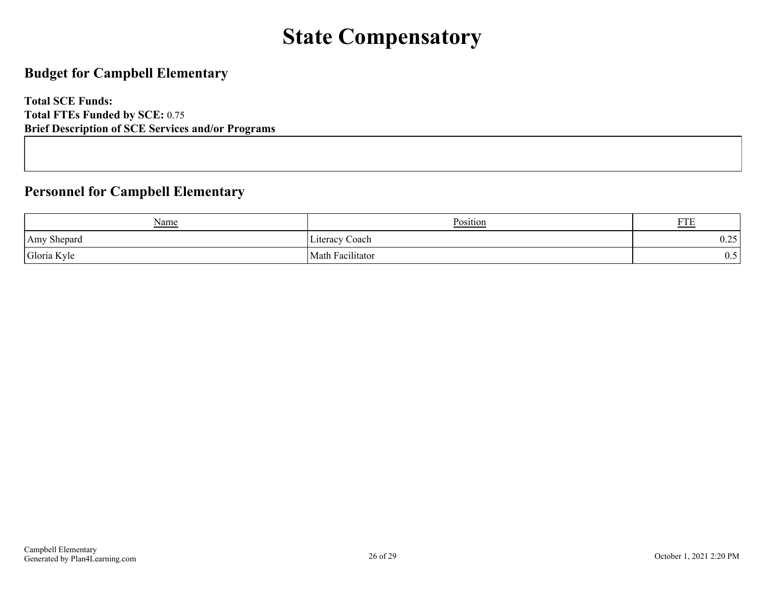# State Compensatory

## Budget for Campbell Elementary

**Total SCE Funds:**
**Total FTEs Funded by SCE:** 0.75
**Brief Description of SCE Services and/or Programs**

## Personnel for Campbell Elementary

| Name | Position | FTE |
|---|---|---|
| Amy Shepard | Literacy Coach | 0.25 |
| Gloria Kyle | Math Facilitator | 0.5 |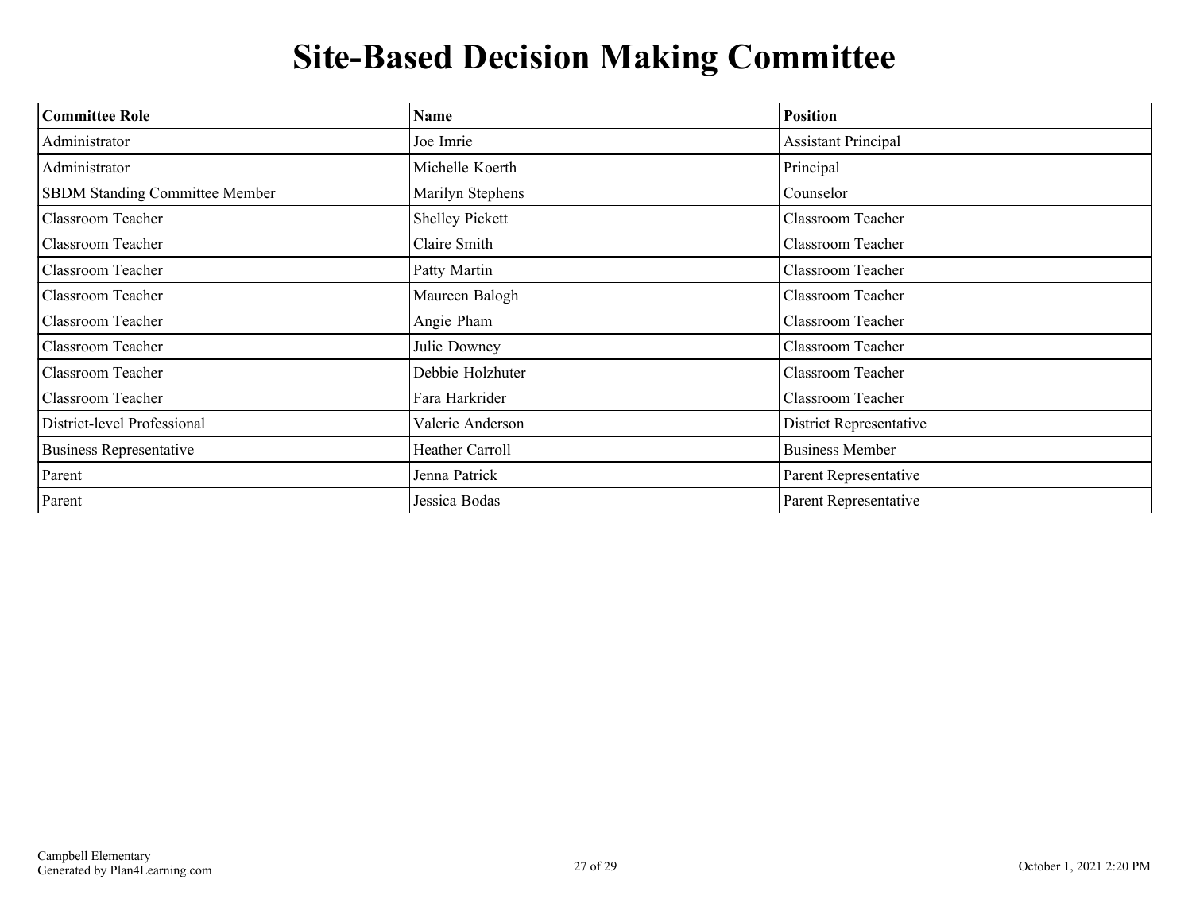# Site-Based Decision Making Committee

| Committee Role | Name | Position |
|---|---|---|
| Administrator | Joe Imrie | Assistant Principal |
| Administrator | Michelle Koerth | Principal |
| SBDM Standing Committee Member | Marilyn Stephens | Counselor |
| Classroom Teacher | Shelley Pickett | Classroom Teacher |
| Classroom Teacher | Claire Smith | Classroom Teacher |
| Classroom Teacher | Patty Martin | Classroom Teacher |
| Classroom Teacher | Maureen Balogh | Classroom Teacher |
| Classroom Teacher | Angie Pham | Classroom Teacher |
| Classroom Teacher | Julie Downey | Classroom Teacher |
| Classroom Teacher | Debbie Holzhuter | Classroom Teacher |
| Classroom Teacher | Fara Harkrider | Classroom Teacher |
| District-level Professional | Valerie Anderson | District Representative |
| Business Representative | Heather Carroll | Business Member |
| Parent | Jenna Patrick | Parent Representative |
| Parent | Jessica Bodas | Parent Representative |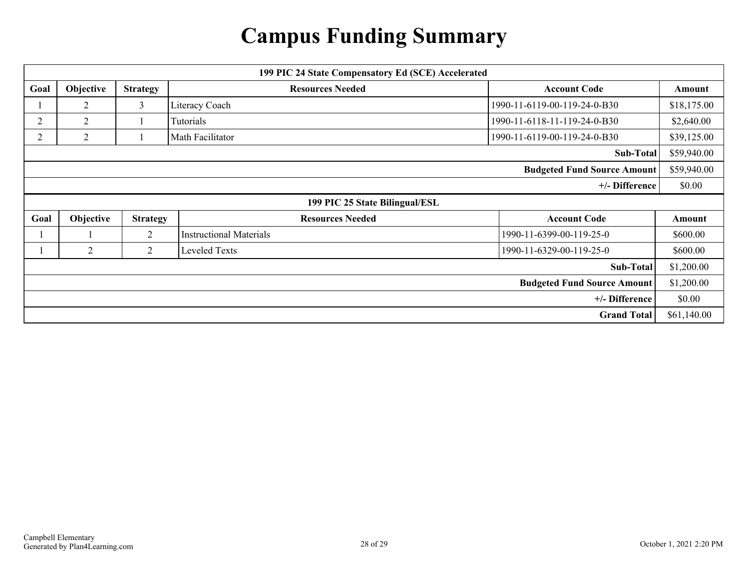# Campus Funding Summary

| 199 PIC 24 State Compensatory Ed (SCE) Accelerated | | | | | |
|---|---|---|---|---|---|
| **Goal** | **Objective** | **Strategy** | **Resources Needed** | **Account Code** | **Amount** |
| 1 | 2 | 3 | Literacy Coach | 1990-11-6119-00-119-24-0-B30 | $18,175.00 |
| 2 | 2 | 1 | Tutorials | 1990-11-6118-11-119-24-0-B30 | $2,640.00 |
| 2 | 2 | 1 | Math Facilitator | 1990-11-6119-00-119-24-0-B30 | $39,125.00 |
| | | | | **Sub-Total** | $59,940.00 |
| | | | | **Budgeted Fund Source Amount** | $59,940.00 |
| | | | | **+/- Difference** | $0.00 |

| 199 PIC 25 State Bilingual/ESL | | | | | |
|---|---|---|---|---|---|
| **Goal** | **Objective** | **Strategy** | **Resources Needed** | **Account Code** | **Amount** |
| 1 | 1 | 2 | Instructional Materials | 1990-11-6399-00-119-25-0 | $600.00 |
| 1 | 2 | 2 | Leveled Texts | 1990-11-6329-00-119-25-0 | $600.00 |
| | | | | **Sub-Total** | $1,200.00 |
| | | | | **Budgeted Fund Source Amount** | $1,200.00 |
| | | | | **+/- Difference** | $0.00 |
| | | | | **Grand Total** | $61,140.00 |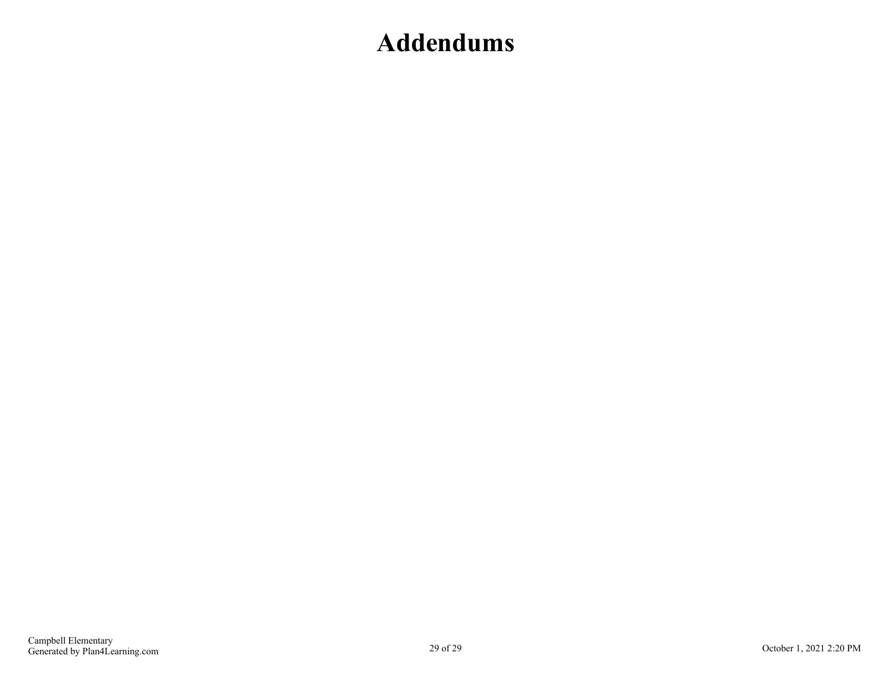# Addendums